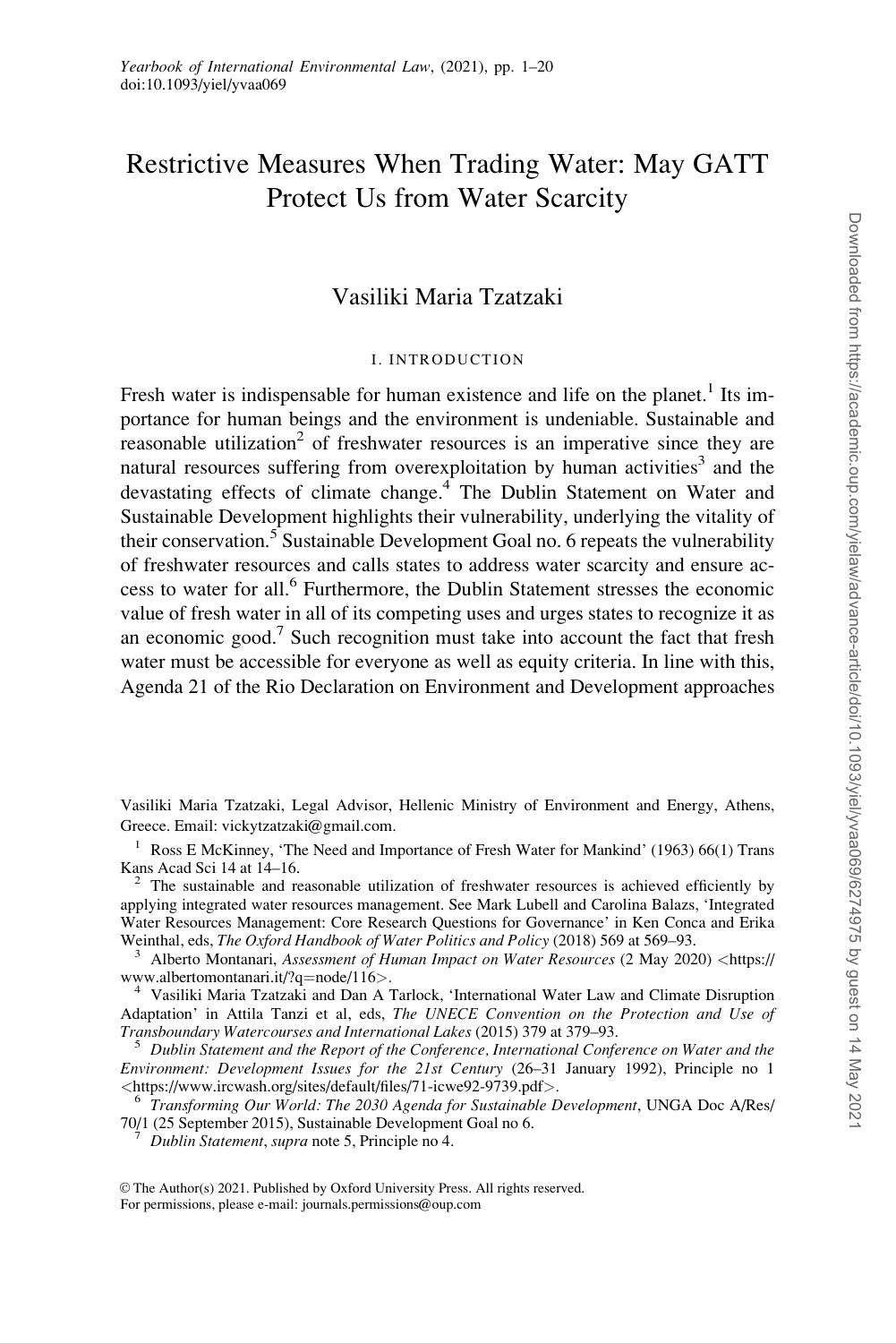# Restrictive Measures When Trading Water: May GATT Protect Us from Water Scarcity

Vasiliki Maria Tzatzaki

## I. INTRODUCTION

Fresh water is indispensable for human existence and life on the planet.[1] Its importance for human beings and the environment is undeniable. Sustainable and reasonable utilization[2] of freshwater resources is an imperative since they are natural resources suffering from overexploitation by human activities[3] and the devastating effects of climate change.[4] The Dublin Statement on Water and Sustainable Development highlights their vulnerability, underlying the vitality of their conservation.[5] Sustainable Development Goal no. 6 repeats the vulnerability of freshwater resources and calls states to address water scarcity and ensure access to water for all.[6] Furthermore, the Dublin Statement stresses the economic value of fresh water in all of its competing uses and urges states to recognize it as an economic good.[7] Such recognition must take into account the fact that fresh water must be accessible for everyone as well as equity criteria. In line with this, Agenda 21 of the Rio Declaration on Environment and Development approaches

---

Vasiliki Maria Tzatzaki, Legal Advisor, Hellenic Ministry of Environment and Energy, Athens, Greece. Email: vickytzatzaki@gmail.com.

[1] Ross E McKinney, 'The Need and Importance of Fresh Water for Mankind' (1963) 66(1) Trans Kans Acad Sci 14 at 14–16.

[2] The sustainable and reasonable utilization of freshwater resources is achieved efficiently by applying integrated water resources management. See Mark Lubell and Carolina Balazs, 'Integrated Water Resources Management: Core Research Questions for Governance' in Ken Conca and Erika Weinthal, eds, *The Oxford Handbook of Water Politics and Policy* (2018) 569 at 569–93.

[3] Alberto Montanari, *Assessment of Human Impact on Water Resources* (2 May 2020) <https://www.albertomontanari.it/?q=node/116>.

[4] Vasiliki Maria Tzatzaki and Dan A Tarlock, 'International Water Law and Climate Disruption Adaptation' in Attila Tanzi et al, eds, *The UNECE Convention on the Protection and Use of Transboundary Watercourses and International Lakes* (2015) 379 at 379–93.

[5] *Dublin Statement and the Report of the Conference, International Conference on Water and the Environment: Development Issues for the 21st Century* (26–31 January 1992), Principle no 1 <https://www.ircwash.org/sites/default/files/71-icwe92-9739.pdf>.

[6] *Transforming Our World: The 2030 Agenda for Sustainable Development*, UNGA Doc A/Res/70/1 (25 September 2015), Sustainable Development Goal no 6.

[7] *Dublin Statement*, *supra* note 5, Principle no 4.

© The Author(s) 2021. Published by Oxford University Press. All rights reserved.
For permissions, please e-mail: journals.permissions@oup.com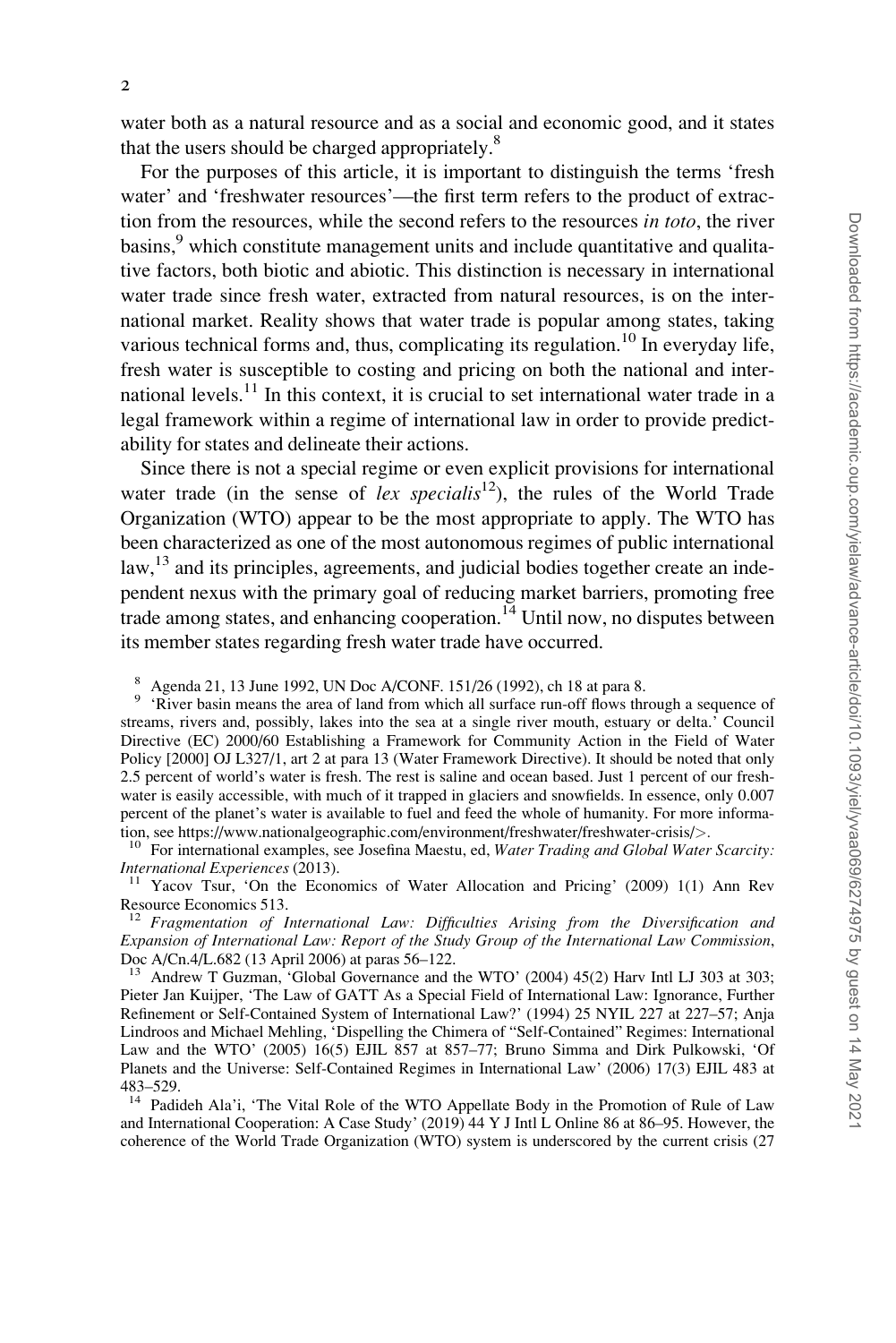water both as a natural resource and as a social and economic good, and it states that the users should be charged appropriately.[8]

For the purposes of this article, it is important to distinguish the terms 'fresh water' and 'freshwater resources'—the first term refers to the product of extraction from the resources, while the second refers to the resources *in toto*, the river basins,[9] which constitute management units and include quantitative and qualitative factors, both biotic and abiotic. This distinction is necessary in international water trade since fresh water, extracted from natural resources, is on the international market. Reality shows that water trade is popular among states, taking various technical forms and, thus, complicating its regulation.[10] In everyday life, fresh water is susceptible to costing and pricing on both the national and international levels.[11] In this context, it is crucial to set international water trade in a legal framework within a regime of international law in order to provide predictability for states and delineate their actions.

Since there is not a special regime or even explicit provisions for international water trade (in the sense of *lex specialis*[12]), the rules of the World Trade Organization (WTO) appear to be the most appropriate to apply. The WTO has been characterized as one of the most autonomous regimes of public international law,[13] and its principles, agreements, and judicial bodies together create an independent nexus with the primary goal of reducing market barriers, promoting free trade among states, and enhancing cooperation.[14] Until now, no disputes between its member states regarding fresh water trade have occurred.

[8] Agenda 21, 13 June 1992, UN Doc A/CONF. 151/26 (1992), ch 18 at para 8.

[9] 'River basin means the area of land from which all surface run-off flows through a sequence of streams, rivers and, possibly, lakes into the sea at a single river mouth, estuary or delta.' Council Directive (EC) 2000/60 Establishing a Framework for Community Action in the Field of Water Policy [2000] OJ L327/1, art 2 at para 13 (Water Framework Directive). It should be noted that only 2.5 percent of world's water is fresh. The rest is saline and ocean based. Just 1 percent of our freshwater is easily accessible, with much of it trapped in glaciers and snowfields. In essence, only 0.007 percent of the planet's water is available to fuel and feed the whole of humanity. For more information, see https://www.nationalgeographic.com/environment/freshwater/freshwater-crisis/>.

[10] For international examples, see Josefina Maestu, ed, *Water Trading and Global Water Scarcity: International Experiences* (2013).

[11] Yacov Tsur, 'On the Economics of Water Allocation and Pricing' (2009) 1(1) Ann Rev Resource Economics 513.

[12] *Fragmentation of International Law: Difficulties Arising from the Diversification and Expansion of International Law: Report of the Study Group of the International Law Commission*, Doc A/Cn.4/L.682 (13 April 2006) at paras 56–122.

[13] Andrew T Guzman, 'Global Governance and the WTO' (2004) 45(2) Harv Intl LJ 303 at 303; Pieter Jan Kuijper, 'The Law of GATT As a Special Field of International Law: Ignorance, Further Refinement or Self-Contained System of International Law?' (1994) 25 NYIL 227 at 227–57; Anja Lindroos and Michael Mehling, 'Dispelling the Chimera of "Self-Contained" Regimes: International Law and the WTO' (2005) 16(5) EJIL 857 at 857–77; Bruno Simma and Dirk Pulkowski, 'Of Planets and the Universe: Self-Contained Regimes in International Law' (2006) 17(3) EJIL 483 at 483–529.

[14] Padideh Ala'i, 'The Vital Role of the WTO Appellate Body in the Promotion of Rule of Law and International Cooperation: A Case Study' (2019) 44 Y J Intl L Online 86 at 86–95. However, the coherence of the World Trade Organization (WTO) system is underscored by the current crisis (27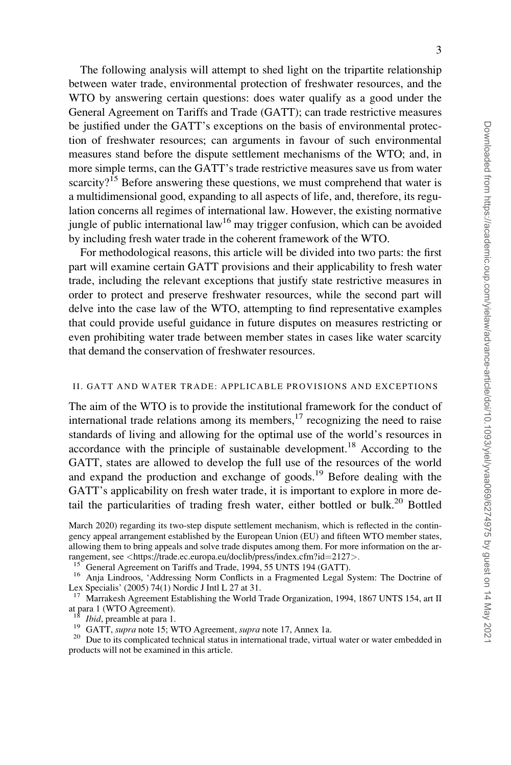The following analysis will attempt to shed light on the tripartite relationship between water trade, environmental protection of freshwater resources, and the WTO by answering certain questions: does water qualify as a good under the General Agreement on Tariffs and Trade (GATT); can trade restrictive measures be justified under the GATT's exceptions on the basis of environmental protection of freshwater resources; can arguments in favour of such environmental measures stand before the dispute settlement mechanisms of the WTO; and, in more simple terms, can the GATT's trade restrictive measures save us from water scarcity?[15] Before answering these questions, we must comprehend that water is a multidimensional good, expanding to all aspects of life, and, therefore, its regulation concerns all regimes of international law. However, the existing normative jungle of public international law[16] may trigger confusion, which can be avoided by including fresh water trade in the coherent framework of the WTO.

For methodological reasons, this article will be divided into two parts: the first part will examine certain GATT provisions and their applicability to fresh water trade, including the relevant exceptions that justify state restrictive measures in order to protect and preserve freshwater resources, while the second part will delve into the case law of the WTO, attempting to find representative examples that could provide useful guidance in future disputes on measures restricting or even prohibiting water trade between member states in cases like water scarcity that demand the conservation of freshwater resources.

## II. GATT AND WATER TRADE: APPLICABLE PROVISIONS AND EXCEPTIONS

The aim of the WTO is to provide the institutional framework for the conduct of international trade relations among its members,[17] recognizing the need to raise standards of living and allowing for the optimal use of the world's resources in accordance with the principle of sustainable development.[18] According to the GATT, states are allowed to develop the full use of the resources of the world and expand the production and exchange of goods.[19] Before dealing with the GATT's applicability on fresh water trade, it is important to explore in more detail the particularities of trading fresh water, either bottled or bulk.[20] Bottled

March 2020) regarding its two-step dispute settlement mechanism, which is reflected in the contingency appeal arrangement established by the European Union (EU) and fifteen WTO member states, allowing them to bring appeals and solve trade disputes among them. For more information on the arrangement, see <https://trade.ec.europa.eu/doclib/press/index.cfm?id=2127>.

[15] General Agreement on Tariffs and Trade, 1994, 55 UNTS 194 (GATT).

[16] Anja Lindroos, 'Addressing Norm Conflicts in a Fragmented Legal System: The Doctrine of Lex Specialis' (2005) 74(1) Nordic J Intl L 27 at 31.

[17] Marrakesh Agreement Establishing the World Trade Organization, 1994, 1867 UNTS 154, art II at para 1 (WTO Agreement).

[18] *Ibid*, preamble at para 1.

[19] GATT, *supra* note 15; WTO Agreement, *supra* note 17, Annex 1a.

[20] Due to its complicated technical status in international trade, virtual water or water embedded in products will not be examined in this article.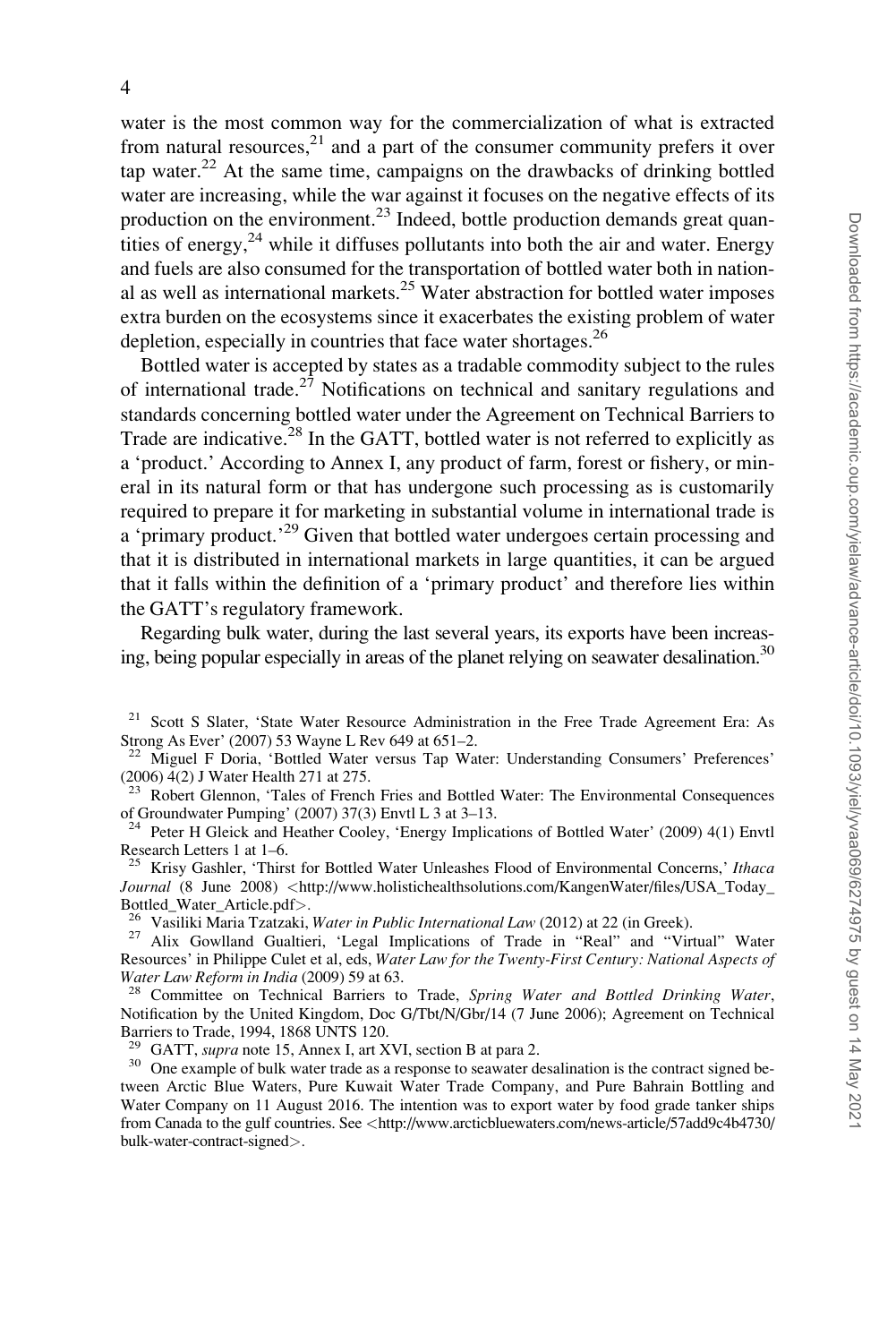water is the most common way for the commercialization of what is extracted from natural resources,[21] and a part of the consumer community prefers it over tap water.[22] At the same time, campaigns on the drawbacks of drinking bottled water are increasing, while the war against it focuses on the negative effects of its production on the environment.[23] Indeed, bottle production demands great quantities of energy,[24] while it diffuses pollutants into both the air and water. Energy and fuels are also consumed for the transportation of bottled water both in national as well as international markets.[25] Water abstraction for bottled water imposes extra burden on the ecosystems since it exacerbates the existing problem of water depletion, especially in countries that face water shortages.[26]

Bottled water is accepted by states as a tradable commodity subject to the rules of international trade.[27] Notifications on technical and sanitary regulations and standards concerning bottled water under the Agreement on Technical Barriers to Trade are indicative.[28] In the GATT, bottled water is not referred to explicitly as a 'product.' According to Annex I, any product of farm, forest or fishery, or mineral in its natural form or that has undergone such processing as is customarily required to prepare it for marketing in substantial volume in international trade is a 'primary product.'[29] Given that bottled water undergoes certain processing and that it is distributed in international markets in large quantities, it can be argued that it falls within the definition of a 'primary product' and therefore lies within the GATT's regulatory framework.

Regarding bulk water, during the last several years, its exports have been increasing, being popular especially in areas of the planet relying on seawater desalination.[30]

---

[21] Scott S Slater, 'State Water Resource Administration in the Free Trade Agreement Era: As Strong As Ever' (2007) 53 Wayne L Rev 649 at 651–2.

[22] Miguel F Doria, 'Bottled Water versus Tap Water: Understanding Consumers' Preferences' (2006) 4(2) J Water Health 271 at 275.

[23] Robert Glennon, 'Tales of French Fries and Bottled Water: The Environmental Consequences of Groundwater Pumping' (2007) 37(3) Envtl L 3 at 3–13.

[24] Peter H Gleick and Heather Cooley, 'Energy Implications of Bottled Water' (2009) 4(1) Envtl Research Letters 1 at 1–6.

[25] Krisy Gashler, 'Thirst for Bottled Water Unleashes Flood of Environmental Concerns,' *Ithaca Journal* (8 June 2008) <http://www.holistichealthsolutions.com/KangenWater/files/USA_Today_Bottled_Water_Article.pdf>.

[26] Vasiliki Maria Tzatzaki, *Water in Public International Law* (2012) at 22 (in Greek).

[27] Alix Gowlland Gualtieri, 'Legal Implications of Trade in "Real" and "Virtual" Water Resources' in Philippe Culet et al, eds, *Water Law for the Twenty-First Century: National Aspects of Water Law Reform in India* (2009) 59 at 63.

[28] Committee on Technical Barriers to Trade, *Spring Water and Bottled Drinking Water*, Notification by the United Kingdom, Doc G/Tbt/N/Gbr/14 (7 June 2006); Agreement on Technical Barriers to Trade, 1994, 1868 UNTS 120.

[29] GATT, *supra* note 15, Annex I, art XVI, section B at para 2.

[30] One example of bulk water trade as a response to seawater desalination is the contract signed between Arctic Blue Waters, Pure Kuwait Water Trade Company, and Pure Bahrain Bottling and Water Company on 11 August 2016. The intention was to export water by food grade tanker ships from Canada to the gulf countries. See <http://www.arcticbluewaters.com/news-article/57add9c4b4730/bulk-water-contract-signed>.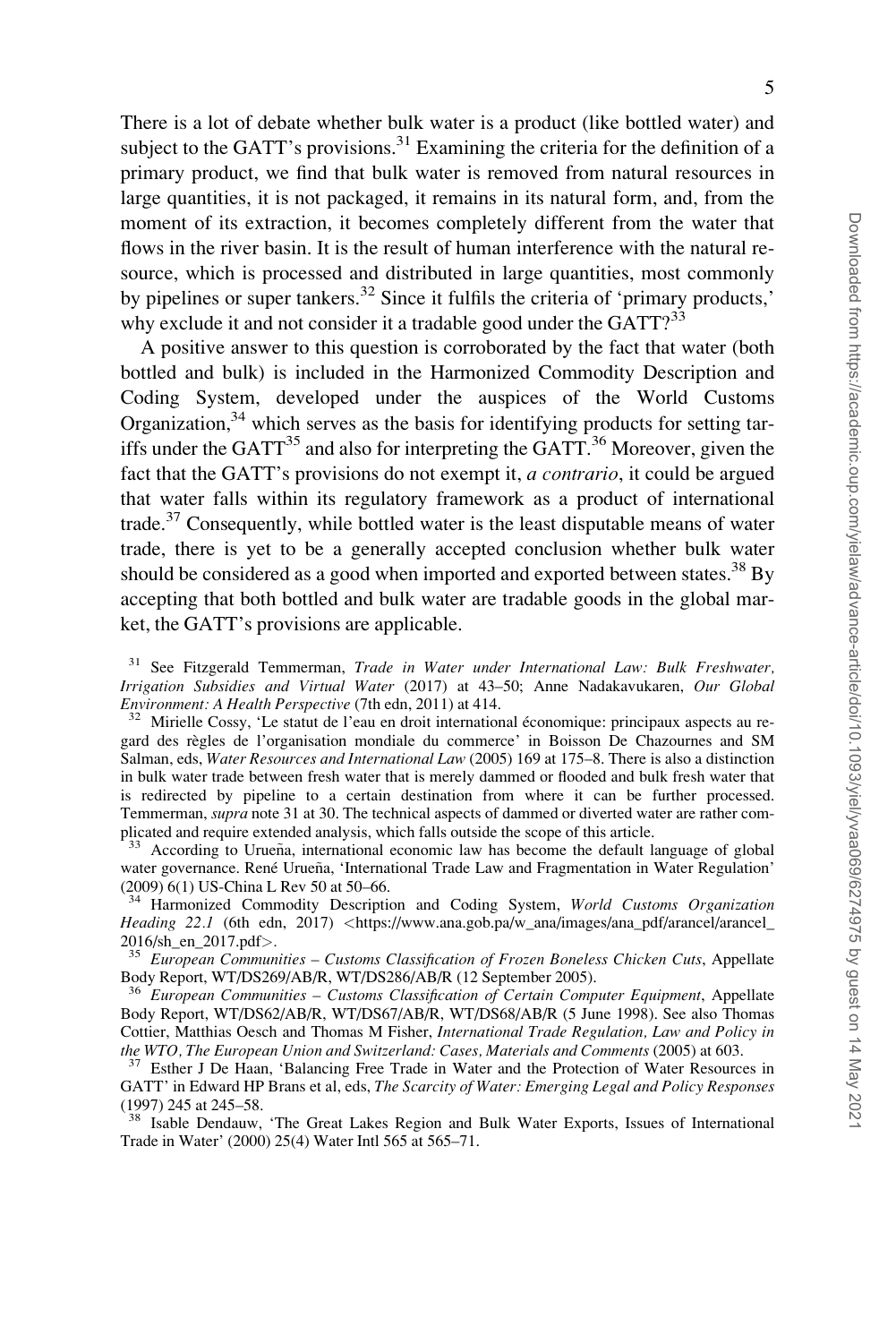There is a lot of debate whether bulk water is a product (like bottled water) and subject to the GATT's provisions.[31] Examining the criteria for the definition of a primary product, we find that bulk water is removed from natural resources in large quantities, it is not packaged, it remains in its natural form, and, from the moment of its extraction, it becomes completely different from the water that flows in the river basin. It is the result of human interference with the natural resource, which is processed and distributed in large quantities, most commonly by pipelines or super tankers.[32] Since it fulfils the criteria of 'primary products,' why exclude it and not consider it a tradable good under the GATT?[33]

A positive answer to this question is corroborated by the fact that water (both bottled and bulk) is included in the Harmonized Commodity Description and Coding System, developed under the auspices of the World Customs Organization,[34] which serves as the basis for identifying products for setting tariffs under the GATT[35] and also for interpreting the GATT.[36] Moreover, given the fact that the GATT's provisions do not exempt it, *a contrario*, it could be argued that water falls within its regulatory framework as a product of international trade.[37] Consequently, while bottled water is the least disputable means of water trade, there is yet to be a generally accepted conclusion whether bulk water should be considered as a good when imported and exported between states.[38] By accepting that both bottled and bulk water are tradable goods in the global market, the GATT's provisions are applicable.

[31] See Fitzgerald Temmerman, *Trade in Water under International Law: Bulk Freshwater, Irrigation Subsidies and Virtual Water* (2017) at 43–50; Anne Nadakavukaren, *Our Global Environment: A Health Perspective* (7th edn, 2011) at 414.

[32] Mirielle Cossy, 'Le statut de l'eau en droit international économique: principaux aspects au regard des règles de l'organisation mondiale du commerce' in Boisson De Chazournes and SM Salman, eds, *Water Resources and International Law* (2005) 169 at 175–8. There is also a distinction in bulk water trade between fresh water that is merely dammed or flooded and bulk fresh water that is redirected by pipeline to a certain destination from where it can be further processed. Temmerman, *supra* note 31 at 30. The technical aspects of dammed or diverted water are rather complicated and require extended analysis, which falls outside the scope of this article.

[33] According to Urueña, international economic law has become the default language of global water governance. René Urueña, 'International Trade Law and Fragmentation in Water Regulation' (2009) 6(1) US-China L Rev 50 at 50–66.

[34] Harmonized Commodity Description and Coding System, *World Customs Organization Heading 22.1* (6th edn, 2017) <https://www.ana.gob.pa/w_ana/images/ana_pdf/arancel/arancel_2016/sh_en_2017.pdf>.

[35] *European Communities – Customs Classification of Frozen Boneless Chicken Cuts*, Appellate Body Report, WT/DS269/AB/R, WT/DS286/AB/R (12 September 2005).

[36] *European Communities – Customs Classification of Certain Computer Equipment*, Appellate Body Report, WT/DS62/AB/R, WT/DS67/AB/R, WT/DS68/AB/R (5 June 1998). See also Thomas Cottier, Matthias Oesch and Thomas M Fisher, *International Trade Regulation, Law and Policy in the WTO, The European Union and Switzerland: Cases, Materials and Comments* (2005) at 603.

[37] Esther J De Haan, 'Balancing Free Trade in Water and the Protection of Water Resources in GATT' in Edward HP Brans et al, eds, *The Scarcity of Water: Emerging Legal and Policy Responses* (1997) 245 at 245–58.

[38] Isable Dendauw, 'The Great Lakes Region and Bulk Water Exports, Issues of International Trade in Water' (2000) 25(4) Water Intl 565 at 565–71.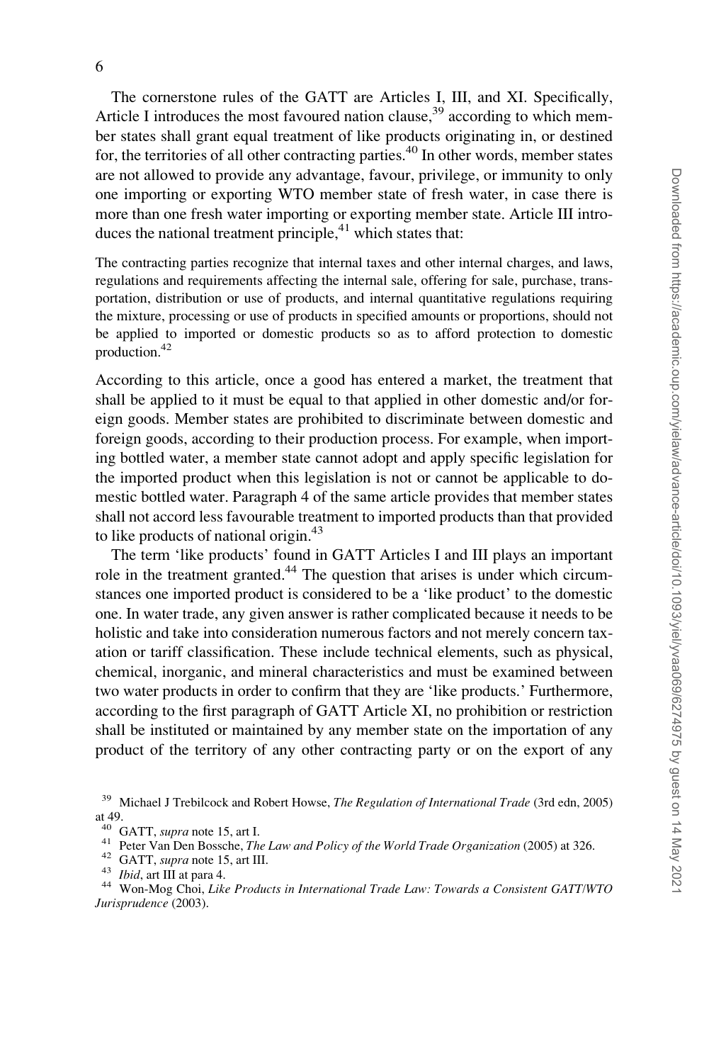The cornerstone rules of the GATT are Articles I, III, and XI. Specifically, Article I introduces the most favoured nation clause,[39] according to which member states shall grant equal treatment of like products originating in, or destined for, the territories of all other contracting parties.[40] In other words, member states are not allowed to provide any advantage, favour, privilege, or immunity to only one importing or exporting WTO member state of fresh water, in case there is more than one fresh water importing or exporting member state. Article III introduces the national treatment principle,[41] which states that:

> The contracting parties recognize that internal taxes and other internal charges, and laws, regulations and requirements affecting the internal sale, offering for sale, purchase, transportation, distribution or use of products, and internal quantitative regulations requiring the mixture, processing or use of products in specified amounts or proportions, should not be applied to imported or domestic products so as to afford protection to domestic production.[42]

According to this article, once a good has entered a market, the treatment that shall be applied to it must be equal to that applied in other domestic and/or foreign goods. Member states are prohibited to discriminate between domestic and foreign goods, according to their production process. For example, when importing bottled water, a member state cannot adopt and apply specific legislation for the imported product when this legislation is not or cannot be applicable to domestic bottled water. Paragraph 4 of the same article provides that member states shall not accord less favourable treatment to imported products than that provided to like products of national origin.[43]

The term 'like products' found in GATT Articles I and III plays an important role in the treatment granted.[44] The question that arises is under which circumstances one imported product is considered to be a 'like product' to the domestic one. In water trade, any given answer is rather complicated because it needs to be holistic and take into consideration numerous factors and not merely concern taxation or tariff classification. These include technical elements, such as physical, chemical, inorganic, and mineral characteristics and must be examined between two water products in order to confirm that they are 'like products.' Furthermore, according to the first paragraph of GATT Article XI, no prohibition or restriction shall be instituted or maintained by any member state on the importation of any product of the territory of any other contracting party or on the export of any

---

[39] Michael J Trebilcock and Robert Howse, *The Regulation of International Trade* (3rd edn, 2005) at 49.

[40] GATT, *supra* note 15, art I.

[41] Peter Van Den Bossche, *The Law and Policy of the World Trade Organization* (2005) at 326.

[42] GATT, *supra* note 15, art III.

[43] *Ibid*, art III at para 4.

[44] Won-Mog Choi, *Like Products in International Trade Law: Towards a Consistent GATT/WTO Jurisprudence* (2003).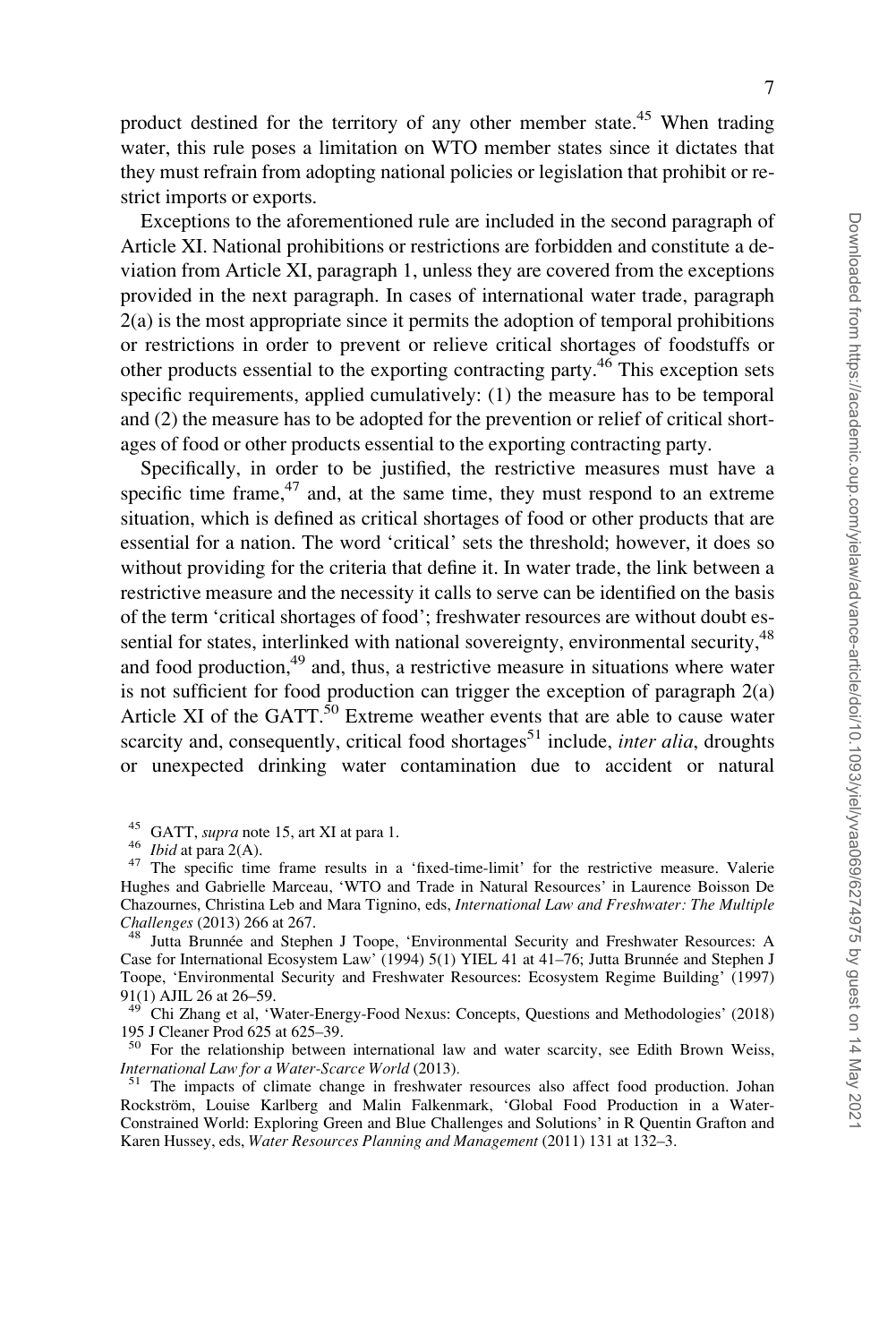product destined for the territory of any other member state.[45] When trading water, this rule poses a limitation on WTO member states since it dictates that they must refrain from adopting national policies or legislation that prohibit or restrict imports or exports.

Exceptions to the aforementioned rule are included in the second paragraph of Article XI. National prohibitions or restrictions are forbidden and constitute a deviation from Article XI, paragraph 1, unless they are covered from the exceptions provided in the next paragraph. In cases of international water trade, paragraph 2(a) is the most appropriate since it permits the adoption of temporal prohibitions or restrictions in order to prevent or relieve critical shortages of foodstuffs or other products essential to the exporting contracting party.[46] This exception sets specific requirements, applied cumulatively: (1) the measure has to be temporal and (2) the measure has to be adopted for the prevention or relief of critical shortages of food or other products essential to the exporting contracting party.

Specifically, in order to be justified, the restrictive measures must have a specific time frame,[47] and, at the same time, they must respond to an extreme situation, which is defined as critical shortages of food or other products that are essential for a nation. The word 'critical' sets the threshold; however, it does so without providing for the criteria that define it. In water trade, the link between a restrictive measure and the necessity it calls to serve can be identified on the basis of the term 'critical shortages of food'; freshwater resources are without doubt essential for states, interlinked with national sovereignty, environmental security,[48] and food production,[49] and, thus, a restrictive measure in situations where water is not sufficient for food production can trigger the exception of paragraph 2(a) Article XI of the GATT.[50] Extreme weather events that are able to cause water scarcity and, consequently, critical food shortages[51] include, *inter alia*, droughts or unexpected drinking water contamination due to accident or natural

---

[45] GATT, *supra* note 15, art XI at para 1.

[46] *Ibid* at para 2(A).

[47] The specific time frame results in a 'fixed-time-limit' for the restrictive measure. Valerie Hughes and Gabrielle Marceau, 'WTO and Trade in Natural Resources' in Laurence Boisson De Chazournes, Christina Leb and Mara Tignino, eds, *International Law and Freshwater: The Multiple Challenges* (2013) 266 at 267.

[48] Jutta Brunnée and Stephen J Toope, 'Environmental Security and Freshwater Resources: A Case for International Ecosystem Law' (1994) 5(1) YIEL 41 at 41–76; Jutta Brunnée and Stephen J Toope, 'Environmental Security and Freshwater Resources: Ecosystem Regime Building' (1997) 91(1) AJIL 26 at 26–59.

[49] Chi Zhang et al, 'Water-Energy-Food Nexus: Concepts, Questions and Methodologies' (2018) 195 J Cleaner Prod 625 at 625–39.

[50] For the relationship between international law and water scarcity, see Edith Brown Weiss, *International Law for a Water-Scarce World* (2013).

[51] The impacts of climate change in freshwater resources also affect food production. Johan Rockström, Louise Karlberg and Malin Falkenmark, 'Global Food Production in a Water-Constrained World: Exploring Green and Blue Challenges and Solutions' in R Quentin Grafton and Karen Hussey, eds, *Water Resources Planning and Management* (2011) 131 at 132–3.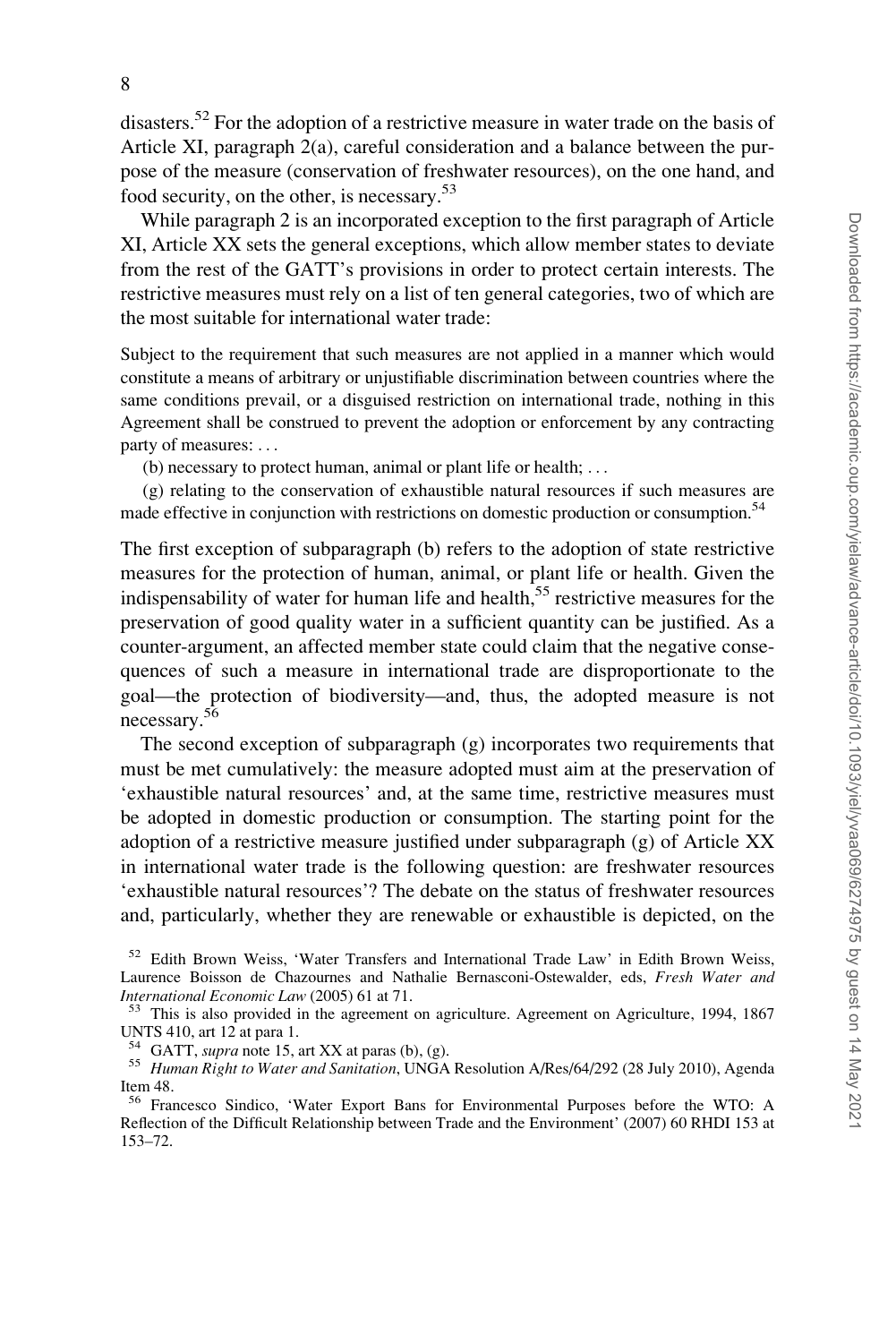disasters.[52] For the adoption of a restrictive measure in water trade on the basis of Article XI, paragraph 2(a), careful consideration and a balance between the purpose of the measure (conservation of freshwater resources), on the one hand, and food security, on the other, is necessary.[53]

While paragraph 2 is an incorporated exception to the first paragraph of Article XI, Article XX sets the general exceptions, which allow member states to deviate from the rest of the GATT's provisions in order to protect certain interests. The restrictive measures must rely on a list of ten general categories, two of which are the most suitable for international water trade:

> Subject to the requirement that such measures are not applied in a manner which would constitute a means of arbitrary or unjustifiable discrimination between countries where the same conditions prevail, or a disguised restriction on international trade, nothing in this Agreement shall be construed to prevent the adoption or enforcement by any contracting party of measures: . . .
>
> (b) necessary to protect human, animal or plant life or health; . . .
>
> (g) relating to the conservation of exhaustible natural resources if such measures are made effective in conjunction with restrictions on domestic production or consumption.[54]

The first exception of subparagraph (b) refers to the adoption of state restrictive measures for the protection of human, animal, or plant life or health. Given the indispensability of water for human life and health,[55] restrictive measures for the preservation of good quality water in a sufficient quantity can be justified. As a counter-argument, an affected member state could claim that the negative consequences of such a measure in international trade are disproportionate to the goal—the protection of biodiversity—and, thus, the adopted measure is not necessary.[56]

The second exception of subparagraph (g) incorporates two requirements that must be met cumulatively: the measure adopted must aim at the preservation of 'exhaustible natural resources' and, at the same time, restrictive measures must be adopted in domestic production or consumption. The starting point for the adoption of a restrictive measure justified under subparagraph (g) of Article XX in international water trade is the following question: are freshwater resources 'exhaustible natural resources'? The debate on the status of freshwater resources and, particularly, whether they are renewable or exhaustible is depicted, on the

[52] Edith Brown Weiss, 'Water Transfers and International Trade Law' in Edith Brown Weiss, Laurence Boisson de Chazournes and Nathalie Bernasconi-Ostewalder, eds, *Fresh Water and International Economic Law* (2005) 61 at 71.

[53] This is also provided in the agreement on agriculture. Agreement on Agriculture, 1994, 1867 UNTS 410, art 12 at para 1.

[54] GATT, *supra* note 15, art XX at paras (b), (g).

[55] *Human Right to Water and Sanitation*, UNGA Resolution A/Res/64/292 (28 July 2010), Agenda Item 48.

[56] Francesco Sindico, 'Water Export Bans for Environmental Purposes before the WTO: A Reflection of the Difficult Relationship between Trade and the Environment' (2007) 60 RHDI 153 at 153–72.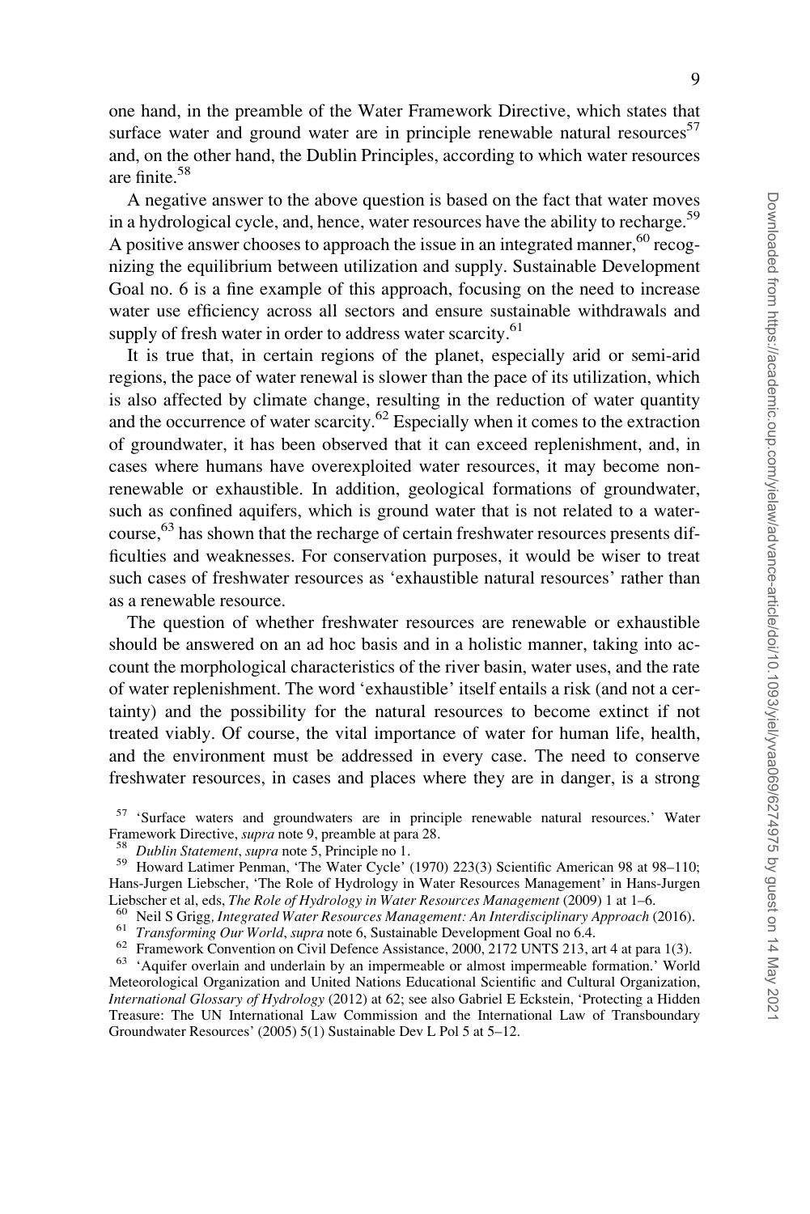one hand, in the preamble of the Water Framework Directive, which states that surface water and ground water are in principle renewable natural resources[57] and, on the other hand, the Dublin Principles, according to which water resources are finite.[58]

A negative answer to the above question is based on the fact that water moves in a hydrological cycle, and, hence, water resources have the ability to recharge.[59] A positive answer chooses to approach the issue in an integrated manner,[60] recognizing the equilibrium between utilization and supply. Sustainable Development Goal no. 6 is a fine example of this approach, focusing on the need to increase water use efficiency across all sectors and ensure sustainable withdrawals and supply of fresh water in order to address water scarcity.[61]

It is true that, in certain regions of the planet, especially arid or semi-arid regions, the pace of water renewal is slower than the pace of its utilization, which is also affected by climate change, resulting in the reduction of water quantity and the occurrence of water scarcity.[62] Especially when it comes to the extraction of groundwater, it has been observed that it can exceed replenishment, and, in cases where humans have overexploited water resources, it may become non-renewable or exhaustible. In addition, geological formations of groundwater, such as confined aquifers, which is ground water that is not related to a watercourse,[63] has shown that the recharge of certain freshwater resources presents difficulties and weaknesses. For conservation purposes, it would be wiser to treat such cases of freshwater resources as 'exhaustible natural resources' rather than as a renewable resource.

The question of whether freshwater resources are renewable or exhaustible should be answered on an ad hoc basis and in a holistic manner, taking into account the morphological characteristics of the river basin, water uses, and the rate of water replenishment. The word 'exhaustible' itself entails a risk (and not a certainty) and the possibility for the natural resources to become extinct if not treated viably. Of course, the vital importance of water for human life, health, and the environment must be addressed in every case. The need to conserve freshwater resources, in cases and places where they are in danger, is a strong

[57] 'Surface waters and groundwaters are in principle renewable natural resources.' Water Framework Directive, *supra* note 9, preamble at para 28.

[58] *Dublin Statement*, *supra* note 5, Principle no 1.

[59] Howard Latimer Penman, 'The Water Cycle' (1970) 223(3) Scientific American 98 at 98–110; Hans-Jurgen Liebscher, 'The Role of Hydrology in Water Resources Management' in Hans-Jurgen Liebscher et al, eds, *The Role of Hydrology in Water Resources Management* (2009) 1 at 1–6.

[60] Neil S Grigg, *Integrated Water Resources Management: An Interdisciplinary Approach* (2016).

[61] *Transforming Our World*, *supra* note 6, Sustainable Development Goal no 6.4.

[62] Framework Convention on Civil Defence Assistance, 2000, 2172 UNTS 213, art 4 at para 1(3).

[63] 'Aquifer overlain and underlain by an impermeable or almost impermeable formation.' World Meteorological Organization and United Nations Educational Scientific and Cultural Organization, *International Glossary of Hydrology* (2012) at 62; see also Gabriel E Eckstein, 'Protecting a Hidden Treasure: The UN International Law Commission and the International Law of Transboundary Groundwater Resources' (2005) 5(1) Sustainable Dev L Pol 5 at 5–12.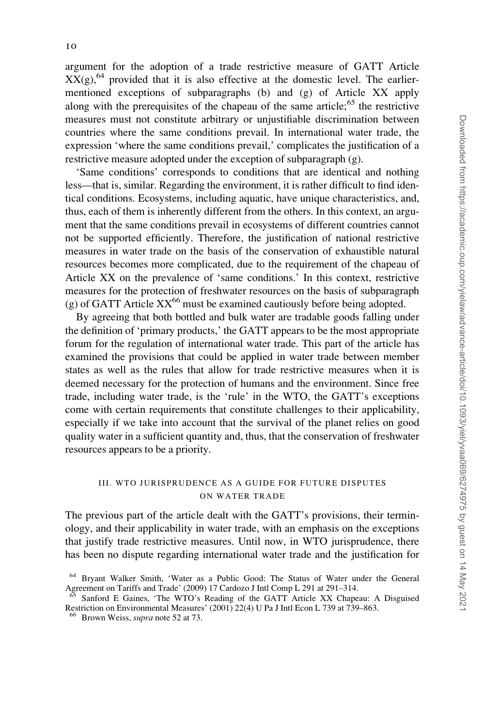argument for the adoption of a trade restrictive measure of GATT Article XX(g),[64] provided that it is also effective at the domestic level. The earlier-mentioned exceptions of subparagraphs (b) and (g) of Article XX apply along with the prerequisites of the chapeau of the same article;[65] the restrictive measures must not constitute arbitrary or unjustifiable discrimination between countries where the same conditions prevail. In international water trade, the expression 'where the same conditions prevail,' complicates the justification of a restrictive measure adopted under the exception of subparagraph (g).

'Same conditions' corresponds to conditions that are identical and nothing less—that is, similar. Regarding the environment, it is rather difficult to find identical conditions. Ecosystems, including aquatic, have unique characteristics, and, thus, each of them is inherently different from the others. In this context, an argument that the same conditions prevail in ecosystems of different countries cannot not be supported efficiently. Therefore, the justification of national restrictive measures in water trade on the basis of the conservation of exhaustible natural resources becomes more complicated, due to the requirement of the chapeau of Article XX on the prevalence of 'same conditions.' In this context, restrictive measures for the protection of freshwater resources on the basis of subparagraph (g) of GATT Article XX[66] must be examined cautiously before being adopted.

By agreeing that both bottled and bulk water are tradable goods falling under the definition of 'primary products,' the GATT appears to be the most appropriate forum for the regulation of international water trade. This part of the article has examined the provisions that could be applied in water trade between member states as well as the rules that allow for trade restrictive measures when it is deemed necessary for the protection of humans and the environment. Since free trade, including water trade, is the 'rule' in the WTO, the GATT's exceptions come with certain requirements that constitute challenges to their applicability, especially if we take into account that the survival of the planet relies on good quality water in a sufficient quantity and, thus, that the conservation of freshwater resources appears to be a priority.

## III. WTO JURISPRUDENCE AS A GUIDE FOR FUTURE DISPUTES ON WATER TRADE

The previous part of the article dealt with the GATT's provisions, their terminology, and their applicability in water trade, with an emphasis on the exceptions that justify trade restrictive measures. Until now, in WTO jurisprudence, there has been no dispute regarding international water trade and the justification for

[64] Bryant Walker Smith, 'Water as a Public Good: The Status of Water under the General Agreement on Tariffs and Trade' (2009) 17 Cardozo J Intl Comp L 291 at 291–314.

[65] Sanford E Gaines, 'The WTO's Reading of the GATT Article XX Chapeau: A Disguised Restriction on Environmental Measures' (2001) 22(4) U Pa J Intl Econ L 739 at 739–863.

[66] Brown Weiss, *supra* note 52 at 73.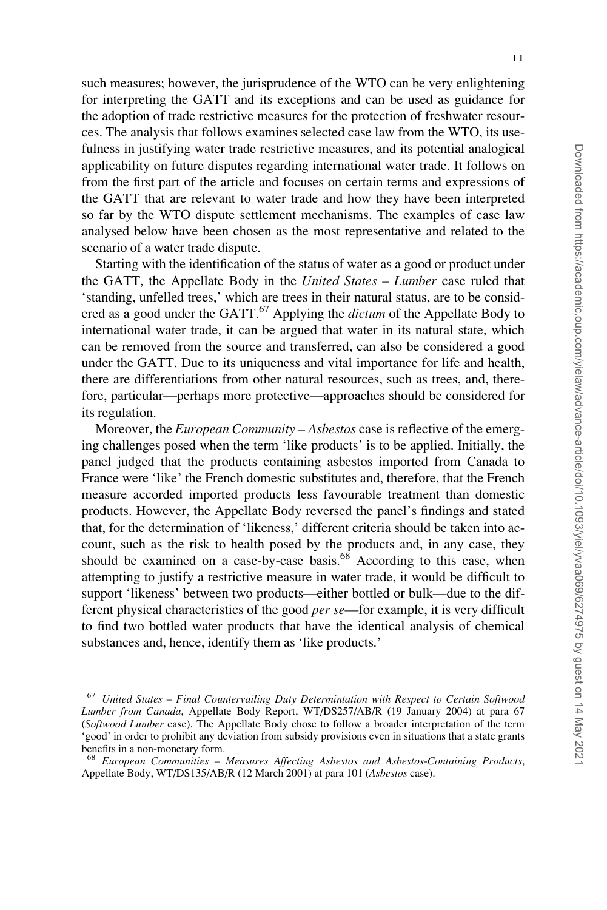such measures; however, the jurisprudence of the WTO can be very enlightening for interpreting the GATT and its exceptions and can be used as guidance for the adoption of trade restrictive measures for the protection of freshwater resources. The analysis that follows examines selected case law from the WTO, its usefulness in justifying water trade restrictive measures, and its potential analogical applicability on future disputes regarding international water trade. It follows on from the first part of the article and focuses on certain terms and expressions of the GATT that are relevant to water trade and how they have been interpreted so far by the WTO dispute settlement mechanisms. The examples of case law analysed below have been chosen as the most representative and related to the scenario of a water trade dispute.

Starting with the identification of the status of water as a good or product under the GATT, the Appellate Body in the *United States – Lumber* case ruled that 'standing, unfelled trees,' which are trees in their natural status, are to be considered as a good under the GATT.[67] Applying the *dictum* of the Appellate Body to international water trade, it can be argued that water in its natural state, which can be removed from the source and transferred, can also be considered a good under the GATT. Due to its uniqueness and vital importance for life and health, there are differentiations from other natural resources, such as trees, and, therefore, particular—perhaps more protective—approaches should be considered for its regulation.

Moreover, the *European Community – Asbestos* case is reflective of the emerging challenges posed when the term 'like products' is to be applied. Initially, the panel judged that the products containing asbestos imported from Canada to France were 'like' the French domestic substitutes and, therefore, that the French measure accorded imported products less favourable treatment than domestic products. However, the Appellate Body reversed the panel's findings and stated that, for the determination of 'likeness,' different criteria should be taken into account, such as the risk to health posed by the products and, in any case, they should be examined on a case-by-case basis.[68] According to this case, when attempting to justify a restrictive measure in water trade, it would be difficult to support 'likeness' between two products—either bottled or bulk—due to the different physical characteristics of the good *per se*—for example, it is very difficult to find two bottled water products that have the identical analysis of chemical substances and, hence, identify them as 'like products.'

[67] *United States – Final Countervailing Duty Determintation with Respect to Certain Softwood Lumber from Canada*, Appellate Body Report, WT/DS257/AB/R (19 January 2004) at para 67 (*Softwood Lumber* case). The Appellate Body chose to follow a broader interpretation of the term 'good' in order to prohibit any deviation from subsidy provisions even in situations that a state grants benefits in a non-monetary form.

[68] *European Communities – Measures Affecting Asbestos and Asbestos-Containing Products*, Appellate Body, WT/DS135/AB/R (12 March 2001) at para 101 (*Asbestos* case).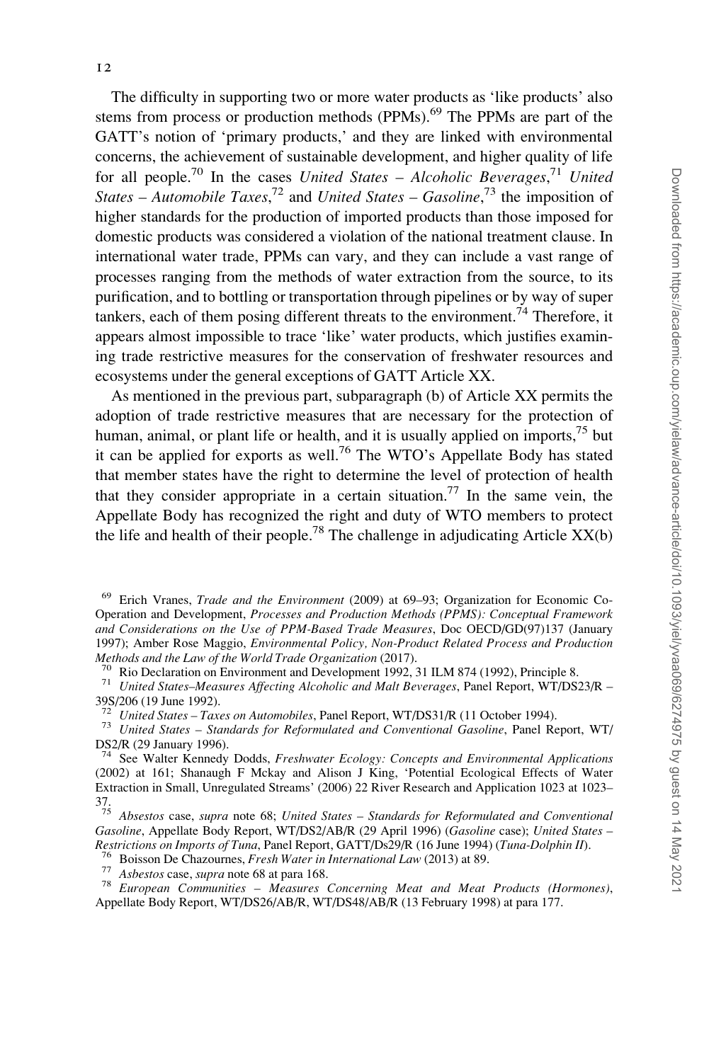The difficulty in supporting two or more water products as 'like products' also stems from process or production methods (PPMs).[69] The PPMs are part of the GATT's notion of 'primary products,' and they are linked with environmental concerns, the achievement of sustainable development, and higher quality of life for all people.[70] In the cases *United States – Alcoholic Beverages*,[71] *United States – Automobile Taxes*,[72] and *United States – Gasoline*,[73] the imposition of higher standards for the production of imported products than those imposed for domestic products was considered a violation of the national treatment clause. In international water trade, PPMs can vary, and they can include a vast range of processes ranging from the methods of water extraction from the source, to its purification, and to bottling or transportation through pipelines or by way of super tankers, each of them posing different threats to the environment.[74] Therefore, it appears almost impossible to trace 'like' water products, which justifies examining trade restrictive measures for the conservation of freshwater resources and ecosystems under the general exceptions of GATT Article XX.

As mentioned in the previous part, subparagraph (b) of Article XX permits the adoption of trade restrictive measures that are necessary for the protection of human, animal, or plant life or health, and it is usually applied on imports,[75] but it can be applied for exports as well.[76] The WTO's Appellate Body has stated that member states have the right to determine the level of protection of health that they consider appropriate in a certain situation.[77] In the same vein, the Appellate Body has recognized the right and duty of WTO members to protect the life and health of their people.[78] The challenge in adjudicating Article XX(b)

---

[69] Erich Vranes, *Trade and the Environment* (2009) at 69–93; Organization for Economic Co-Operation and Development, *Processes and Production Methods (PPMS): Conceptual Framework and Considerations on the Use of PPM-Based Trade Measures*, Doc OECD/GD(97)137 (January 1997); Amber Rose Maggio, *Environmental Policy, Non-Product Related Process and Production Methods and the Law of the World Trade Organization* (2017).

[70] Rio Declaration on Environment and Development 1992, 31 ILM 874 (1992), Principle 8.

[71] *United States–Measures Affecting Alcoholic and Malt Beverages*, Panel Report, WT/DS23/R – 39S/206 (19 June 1992).

[72] *United States – Taxes on Automobiles*, Panel Report, WT/DS31/R (11 October 1994).

[73] *United States – Standards for Reformulated and Conventional Gasoline*, Panel Report, WT/DS2/R (29 January 1996).

[74] See Walter Kennedy Dodds, *Freshwater Ecology: Concepts and Environmental Applications* (2002) at 161; Shanaugh F Mckay and Alison J King, 'Potential Ecological Effects of Water Extraction in Small, Unregulated Streams' (2006) 22 River Research and Application 1023 at 1023–37.

[75] *Absestos* case, *supra* note 68; *United States – Standards for Reformulated and Conventional Gasoline*, Appellate Body Report, WT/DS2/AB/R (29 April 1996) (*Gasoline* case); *United States – Restrictions on Imports of Tuna*, Panel Report, GATT/Ds29/R (16 June 1994) (*Tuna-Dolphin II*).

[76] Boisson De Chazournes, *Fresh Water in International Law* (2013) at 89.

[77] *Asbestos* case, *supra* note 68 at para 168.

[78] *European Communities – Measures Concerning Meat and Meat Products (Hormones)*, Appellate Body Report, WT/DS26/AB/R, WT/DS48/AB/R (13 February 1998) at para 177.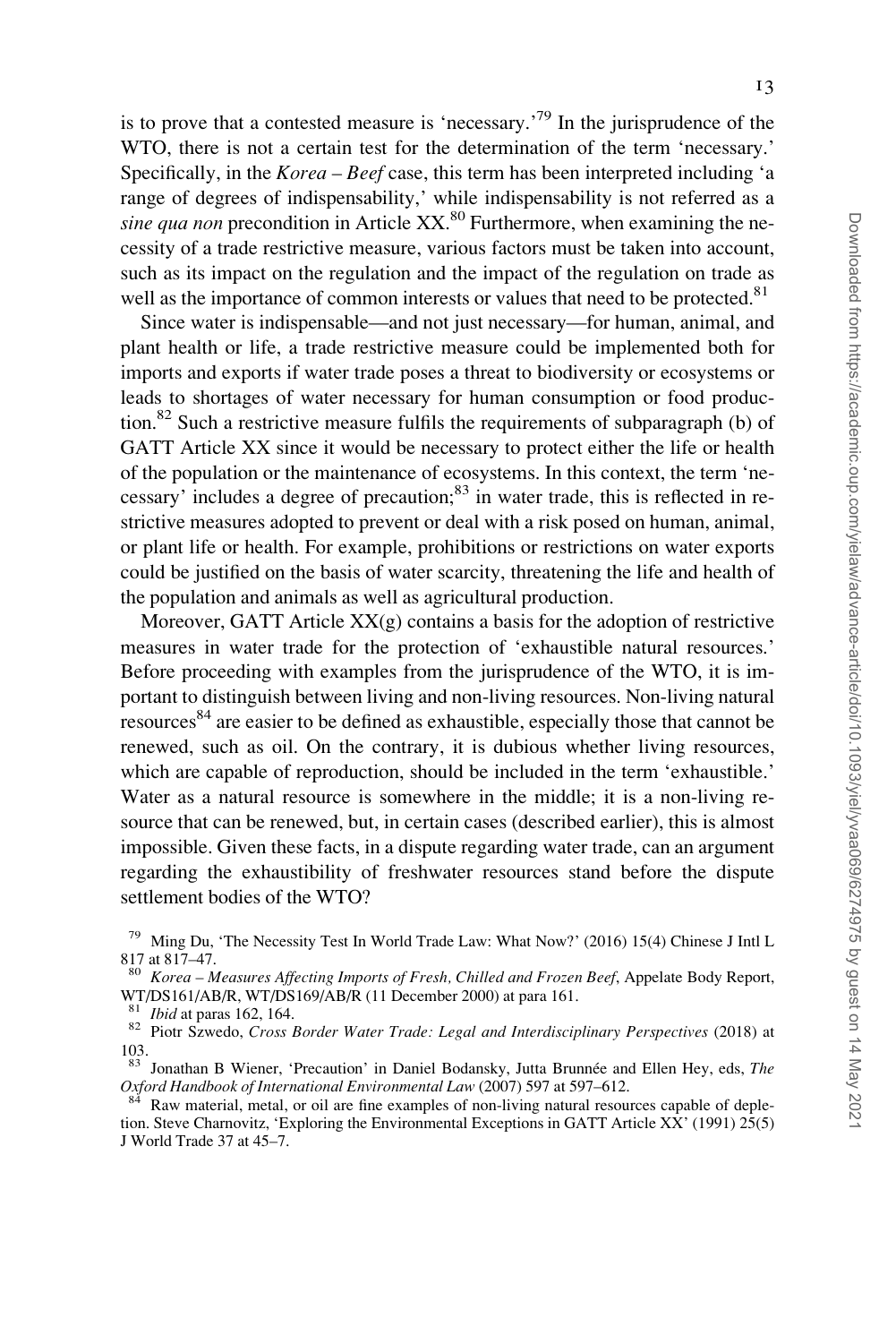is to prove that a contested measure is 'necessary.'[79] In the jurisprudence of the WTO, there is not a certain test for the determination of the term 'necessary.' Specifically, in the *Korea – Beef* case, this term has been interpreted including 'a range of degrees of indispensability,' while indispensability is not referred as a *sine qua non* precondition in Article XX.[80] Furthermore, when examining the necessity of a trade restrictive measure, various factors must be taken into account, such as its impact on the regulation and the impact of the regulation on trade as well as the importance of common interests or values that need to be protected.[81]

Since water is indispensable—and not just necessary—for human, animal, and plant health or life, a trade restrictive measure could be implemented both for imports and exports if water trade poses a threat to biodiversity or ecosystems or leads to shortages of water necessary for human consumption or food production.[82] Such a restrictive measure fulfils the requirements of subparagraph (b) of GATT Article XX since it would be necessary to protect either the life or health of the population or the maintenance of ecosystems. In this context, the term 'necessary' includes a degree of precaution;[83] in water trade, this is reflected in restrictive measures adopted to prevent or deal with a risk posed on human, animal, or plant life or health. For example, prohibitions or restrictions on water exports could be justified on the basis of water scarcity, threatening the life and health of the population and animals as well as agricultural production.

Moreover, GATT Article XX(g) contains a basis for the adoption of restrictive measures in water trade for the protection of 'exhaustible natural resources.' Before proceeding with examples from the jurisprudence of the WTO, it is important to distinguish between living and non-living resources. Non-living natural resources[84] are easier to be defined as exhaustible, especially those that cannot be renewed, such as oil. On the contrary, it is dubious whether living resources, which are capable of reproduction, should be included in the term 'exhaustible.' Water as a natural resource is somewhere in the middle; it is a non-living resource that can be renewed, but, in certain cases (described earlier), this is almost impossible. Given these facts, in a dispute regarding water trade, can an argument regarding the exhaustibility of freshwater resources stand before the dispute settlement bodies of the WTO?

---

[79] Ming Du, 'The Necessity Test In World Trade Law: What Now?' (2016) 15(4) Chinese J Intl L 817 at 817–47.

[80] *Korea – Measures Affecting Imports of Fresh, Chilled and Frozen Beef*, Appelate Body Report, WT/DS161/AB/R, WT/DS169/AB/R (11 December 2000) at para 161.

[81] *Ibid* at paras 162, 164.

[82] Piotr Szwedo, *Cross Border Water Trade: Legal and Interdisciplinary Perspectives* (2018) at 103.

[83] Jonathan B Wiener, 'Precaution' in Daniel Bodansky, Jutta Brunnée and Ellen Hey, eds, *The Oxford Handbook of International Environmental Law* (2007) 597 at 597–612.

[84] Raw material, metal, or oil are fine examples of non-living natural resources capable of depletion. Steve Charnovitz, 'Exploring the Environmental Exceptions in GATT Article XX' (1991) 25(5) J World Trade 37 at 45–7.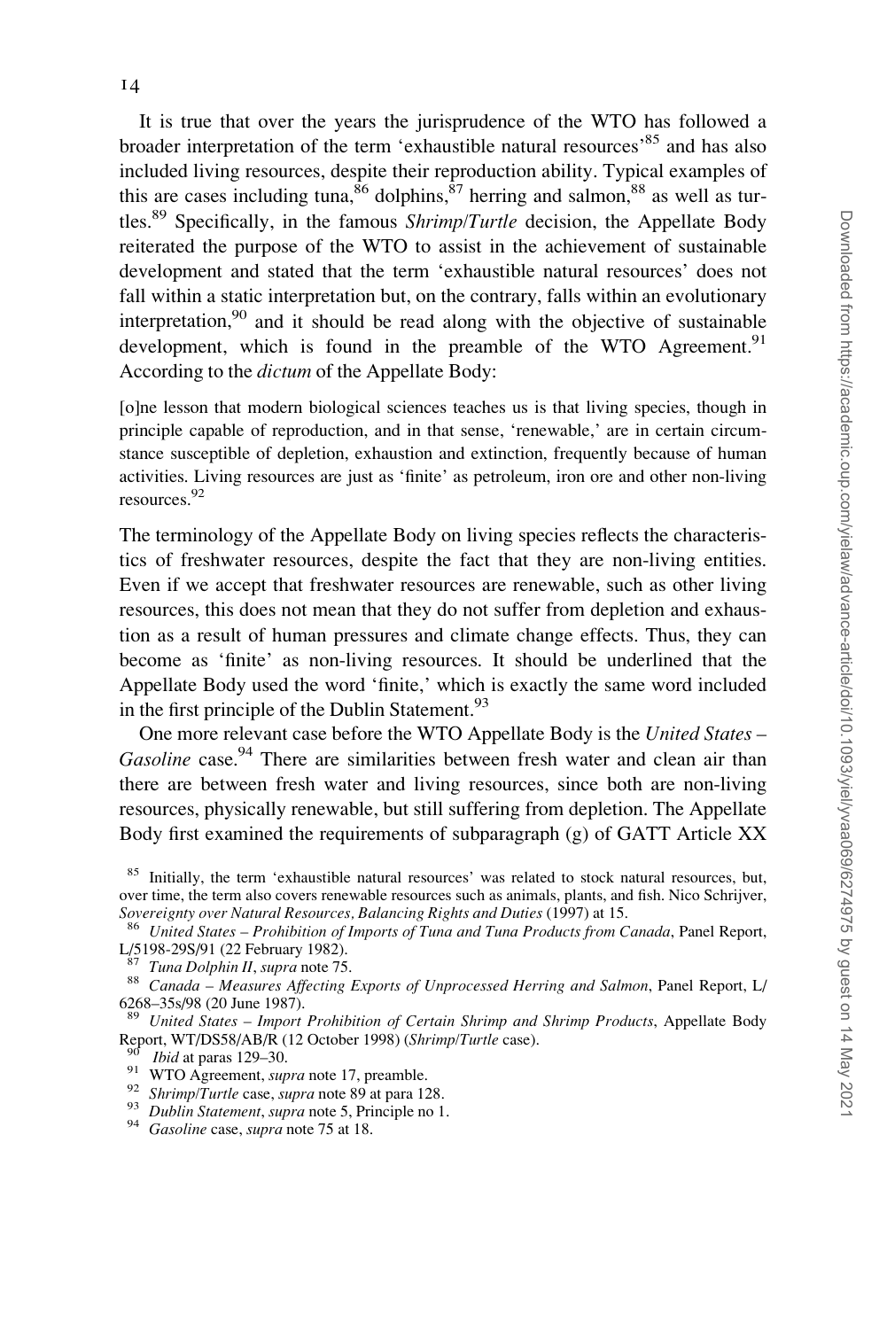It is true that over the years the jurisprudence of the WTO has followed a broader interpretation of the term 'exhaustible natural resources'[85] and has also included living resources, despite their reproduction ability. Typical examples of this are cases including tuna,[86] dolphins,[87] herring and salmon,[88] as well as turtles.[89] Specifically, in the famous *Shrimp/Turtle* decision, the Appellate Body reiterated the purpose of the WTO to assist in the achievement of sustainable development and stated that the term 'exhaustible natural resources' does not fall within a static interpretation but, on the contrary, falls within an evolutionary interpretation,[90] and it should be read along with the objective of sustainable development, which is found in the preamble of the WTO Agreement.[91] According to the *dictum* of the Appellate Body:

> [o]ne lesson that modern biological sciences teaches us is that living species, though in principle capable of reproduction, and in that sense, 'renewable,' are in certain circumstance susceptible of depletion, exhaustion and extinction, frequently because of human activities. Living resources are just as 'finite' as petroleum, iron ore and other non-living resources.[92]

The terminology of the Appellate Body on living species reflects the characteristics of freshwater resources, despite the fact that they are non-living entities. Even if we accept that freshwater resources are renewable, such as other living resources, this does not mean that they do not suffer from depletion and exhaustion as a result of human pressures and climate change effects. Thus, they can become as 'finite' as non-living resources. It should be underlined that the Appellate Body used the word 'finite,' which is exactly the same word included in the first principle of the Dublin Statement.[93]

One more relevant case before the WTO Appellate Body is the *United States – Gasoline* case.[94] There are similarities between fresh water and clean air than there are between fresh water and living resources, since both are non-living resources, physically renewable, but still suffering from depletion. The Appellate Body first examined the requirements of subparagraph (g) of GATT Article XX

---

[85] Initially, the term 'exhaustible natural resources' was related to stock natural resources, but, over time, the term also covers renewable resources such as animals, plants, and fish. Nico Schrijver, *Sovereignty over Natural Resources, Balancing Rights and Duties* (1997) at 15.

[86] *United States – Prohibition of Imports of Tuna and Tuna Products from Canada*, Panel Report, L/5198-29S/91 (22 February 1982).

[87] *Tuna Dolphin II*, *supra* note 75.

[88] *Canada – Measures Affecting Exports of Unprocessed Herring and Salmon*, Panel Report, L/6268–35s/98 (20 June 1987).

[89] *United States – Import Prohibition of Certain Shrimp and Shrimp Products*, Appellate Body Report, WT/DS58/AB/R (12 October 1998) (*Shrimp/Turtle* case).

[90] *Ibid* at paras 129–30.

[91] WTO Agreement, *supra* note 17, preamble.

[92] *Shrimp/Turtle* case, *supra* note 89 at para 128.

[93] *Dublin Statement*, *supra* note 5, Principle no 1.

[94] *Gasoline* case, *supra* note 75 at 18.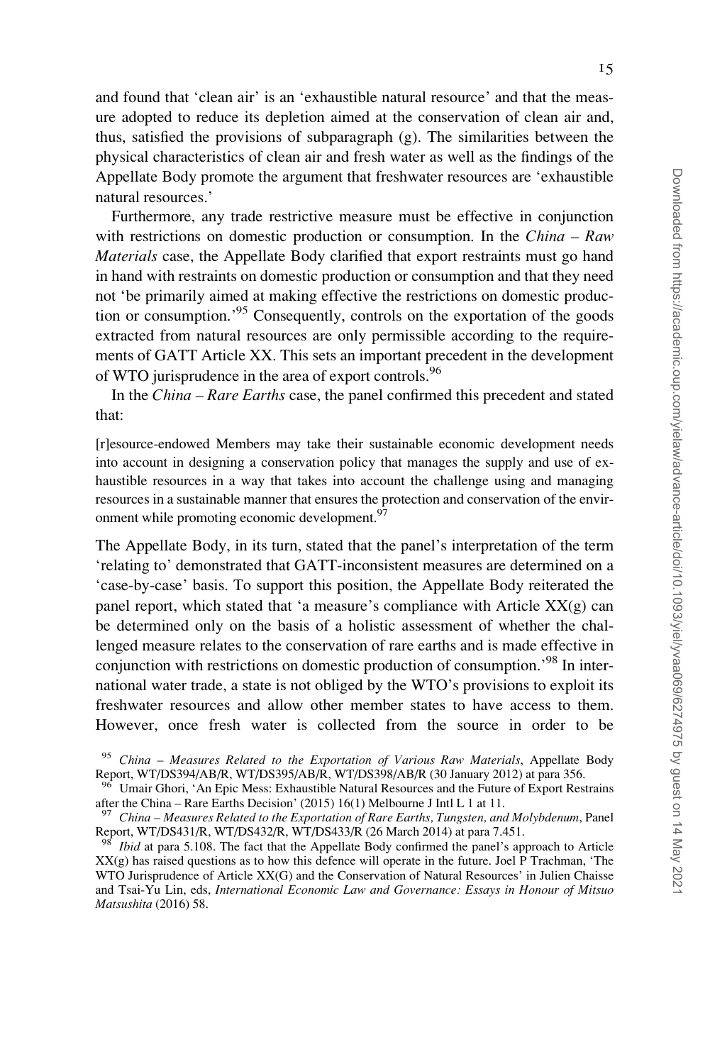and found that 'clean air' is an 'exhaustible natural resource' and that the measure adopted to reduce its depletion aimed at the conservation of clean air and, thus, satisfied the provisions of subparagraph (g). The similarities between the physical characteristics of clean air and fresh water as well as the findings of the Appellate Body promote the argument that freshwater resources are 'exhaustible natural resources.'

Furthermore, any trade restrictive measure must be effective in conjunction with restrictions on domestic production or consumption. In the *China – Raw Materials* case, the Appellate Body clarified that export restraints must go hand in hand with restraints on domestic production or consumption and that they need not 'be primarily aimed at making effective the restrictions on domestic production or consumption.'[95] Consequently, controls on the exportation of the goods extracted from natural resources are only permissible according to the requirements of GATT Article XX. This sets an important precedent in the development of WTO jurisprudence in the area of export controls.[96]

In the *China – Rare Earths* case, the panel confirmed this precedent and stated that:

> [r]esource-endowed Members may take their sustainable economic development needs into account in designing a conservation policy that manages the supply and use of exhaustible resources in a way that takes into account the challenge using and managing resources in a sustainable manner that ensures the protection and conservation of the environment while promoting economic development.[97]

The Appellate Body, in its turn, stated that the panel's interpretation of the term 'relating to' demonstrated that GATT-inconsistent measures are determined on a 'case-by-case' basis. To support this position, the Appellate Body reiterated the panel report, which stated that 'a measure's compliance with Article XX(g) can be determined only on the basis of a holistic assessment of whether the challenged measure relates to the conservation of rare earths and is made effective in conjunction with restrictions on domestic production of consumption.'[98] In international water trade, a state is not obliged by the WTO's provisions to exploit its freshwater resources and allow other member states to have access to them. However, once fresh water is collected from the source in order to be

---

[95] *China – Measures Related to the Exportation of Various Raw Materials*, Appellate Body Report, WT/DS394/AB/R, WT/DS395/AB/R, WT/DS398/AB/R (30 January 2012) at para 356.

[96] Umair Ghori, 'An Epic Mess: Exhaustible Natural Resources and the Future of Export Restrains after the China – Rare Earths Decision' (2015) 16(1) Melbourne J Intl L 1 at 11.

[97] *China – Measures Related to the Exportation of Rare Earths, Tungsten, and Molybdenum*, Panel Report, WT/DS431/R, WT/DS432/R, WT/DS433/R (26 March 2014) at para 7.451.

[98] *Ibid* at para 5.108. The fact that the Appellate Body confirmed the panel's approach to Article XX(g) has raised questions as to how this defence will operate in the future. Joel P Trachman, 'The WTO Jurisprudence of Article XX(G) and the Conservation of Natural Resources' in Julien Chaisse and Tsai-Yu Lin, eds, *International Economic Law and Governance: Essays in Honour of Mitsuo Matsushita* (2016) 58.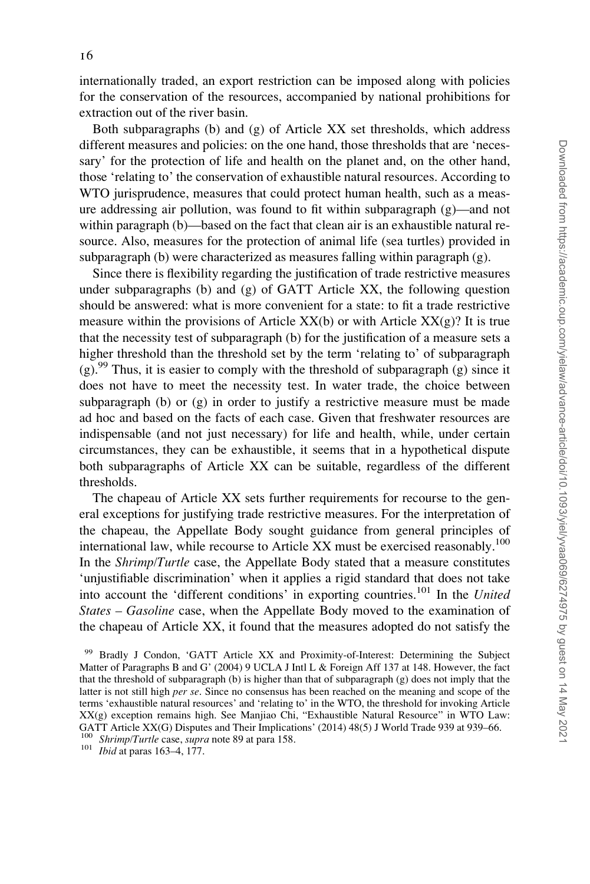internationally traded, an export restriction can be imposed along with policies for the conservation of the resources, accompanied by national prohibitions for extraction out of the river basin.

Both subparagraphs (b) and (g) of Article XX set thresholds, which address different measures and policies: on the one hand, those thresholds that are 'necessary' for the protection of life and health on the planet and, on the other hand, those 'relating to' the conservation of exhaustible natural resources. According to WTO jurisprudence, measures that could protect human health, such as a measure addressing air pollution, was found to fit within subparagraph (g)—and not within paragraph (b)—based on the fact that clean air is an exhaustible natural resource. Also, measures for the protection of animal life (sea turtles) provided in subparagraph (b) were characterized as measures falling within paragraph (g).

Since there is flexibility regarding the justification of trade restrictive measures under subparagraphs (b) and (g) of GATT Article XX, the following question should be answered: what is more convenient for a state: to fit a trade restrictive measure within the provisions of Article XX(b) or with Article XX(g)? It is true that the necessity test of subparagraph (b) for the justification of a measure sets a higher threshold than the threshold set by the term 'relating to' of subparagraph (g).[99] Thus, it is easier to comply with the threshold of subparagraph (g) since it does not have to meet the necessity test. In water trade, the choice between subparagraph (b) or (g) in order to justify a restrictive measure must be made ad hoc and based on the facts of each case. Given that freshwater resources are indispensable (and not just necessary) for life and health, while, under certain circumstances, they can be exhaustible, it seems that in a hypothetical dispute both subparagraphs of Article XX can be suitable, regardless of the different thresholds.

The chapeau of Article XX sets further requirements for recourse to the general exceptions for justifying trade restrictive measures. For the interpretation of the chapeau, the Appellate Body sought guidance from general principles of international law, while recourse to Article XX must be exercised reasonably.[100] In the *Shrimp/Turtle* case, the Appellate Body stated that a measure constitutes 'unjustifiable discrimination' when it applies a rigid standard that does not take into account the 'different conditions' in exporting countries.[101] In the *United States – Gasoline* case, when the Appellate Body moved to the examination of the chapeau of Article XX, it found that the measures adopted do not satisfy the

[99] Bradly J Condon, 'GATT Article XX and Proximity-of-Interest: Determining the Subject Matter of Paragraphs B and G' (2004) 9 UCLA J Intl L & Foreign Aff 137 at 148. However, the fact that the threshold of subparagraph (b) is higher than that of subparagraph (g) does not imply that the latter is not still high *per se*. Since no consensus has been reached on the meaning and scope of the terms 'exhaustible natural resources' and 'relating to' in the WTO, the threshold for invoking Article XX(g) exception remains high. See Manjiao Chi, "Exhaustible Natural Resource" in WTO Law: GATT Article XX(G) Disputes and Their Implications' (2014) 48(5) J World Trade 939 at 939–66.

[100] *Shrimp/Turtle* case, *supra* note 89 at para 158.

[101] *Ibid* at paras 163–4, 177.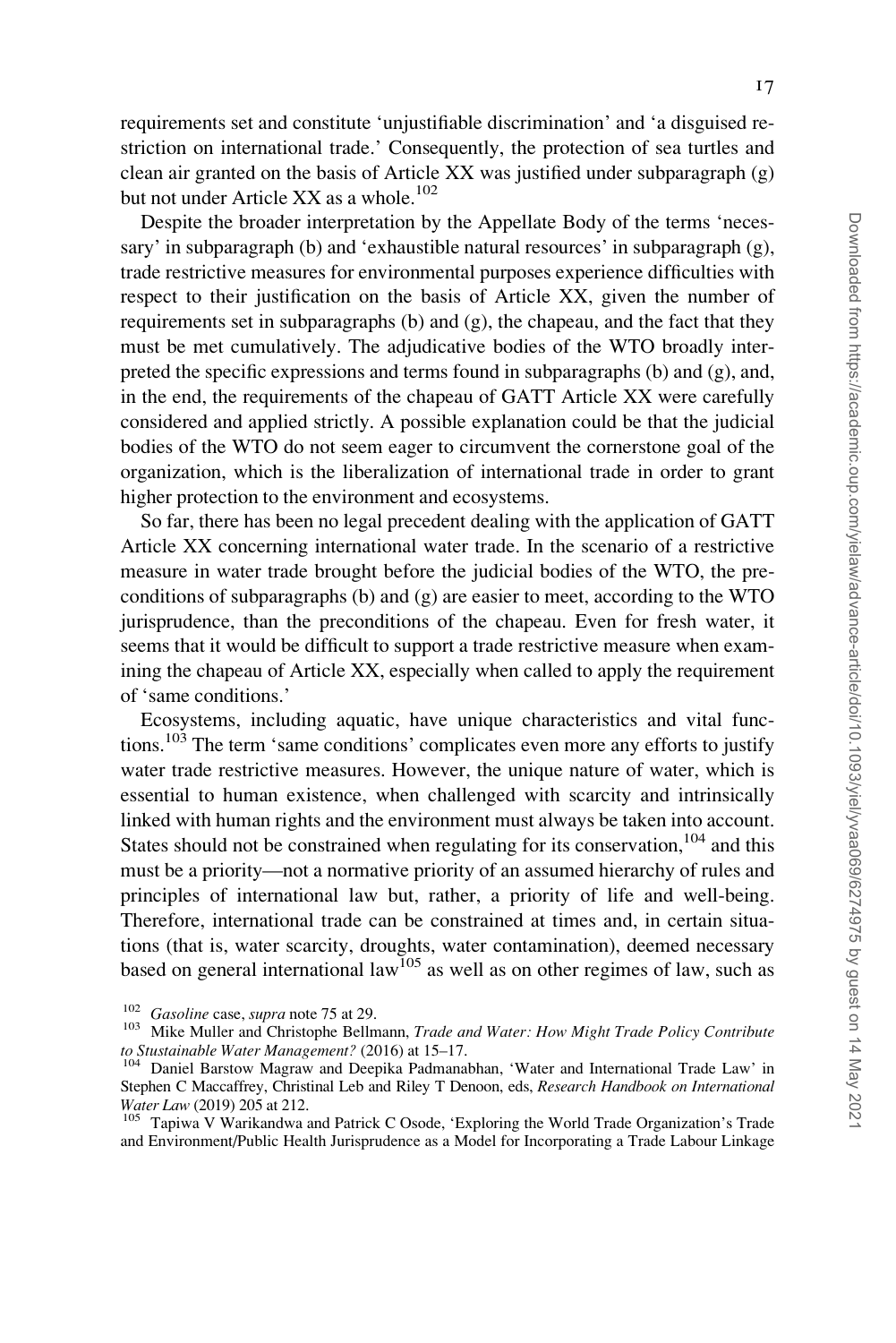requirements set and constitute 'unjustifiable discrimination' and 'a disguised restriction on international trade.' Consequently, the protection of sea turtles and clean air granted on the basis of Article XX was justified under subparagraph (g) but not under Article XX as a whole.[102]

Despite the broader interpretation by the Appellate Body of the terms 'necessary' in subparagraph (b) and 'exhaustible natural resources' in subparagraph (g), trade restrictive measures for environmental purposes experience difficulties with respect to their justification on the basis of Article XX, given the number of requirements set in subparagraphs (b) and (g), the chapeau, and the fact that they must be met cumulatively. The adjudicative bodies of the WTO broadly interpreted the specific expressions and terms found in subparagraphs (b) and (g), and, in the end, the requirements of the chapeau of GATT Article XX were carefully considered and applied strictly. A possible explanation could be that the judicial bodies of the WTO do not seem eager to circumvent the cornerstone goal of the organization, which is the liberalization of international trade in order to grant higher protection to the environment and ecosystems.

So far, there has been no legal precedent dealing with the application of GATT Article XX concerning international water trade. In the scenario of a restrictive measure in water trade brought before the judicial bodies of the WTO, the preconditions of subparagraphs (b) and (g) are easier to meet, according to the WTO jurisprudence, than the preconditions of the chapeau. Even for fresh water, it seems that it would be difficult to support a trade restrictive measure when examining the chapeau of Article XX, especially when called to apply the requirement of 'same conditions.'

Ecosystems, including aquatic, have unique characteristics and vital functions.[103] The term 'same conditions' complicates even more any efforts to justify water trade restrictive measures. However, the unique nature of water, which is essential to human existence, when challenged with scarcity and intrinsically linked with human rights and the environment must always be taken into account. States should not be constrained when regulating for its conservation,[104] and this must be a priority—not a normative priority of an assumed hierarchy of rules and principles of international law but, rather, a priority of life and well-being. Therefore, international trade can be constrained at times and, in certain situations (that is, water scarcity, droughts, water contamination), deemed necessary based on general international law[105] as well as on other regimes of law, such as

[102] *Gasoline* case, *supra* note 75 at 29.

[103] Mike Muller and Christophe Bellmann, *Trade and Water: How Might Trade Policy Contribute to Stustainable Water Management?* (2016) at 15–17.

[104] Daniel Barstow Magraw and Deepika Padmanabhan, 'Water and International Trade Law' in Stephen C Maccaffrey, Christinal Leb and Riley T Denoon, eds, *Research Handbook on International Water Law* (2019) 205 at 212.

[105] Tapiwa V Warikandwa and Patrick C Osode, 'Exploring the World Trade Organization's Trade and Environment/Public Health Jurisprudence as a Model for Incorporating a Trade Labour Linkage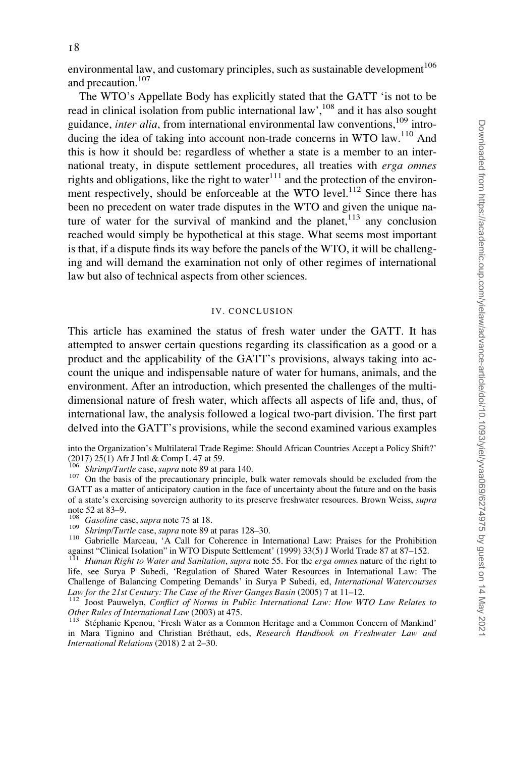environmental law, and customary principles, such as sustainable development[106] and precaution.[107]

The WTO's Appellate Body has explicitly stated that the GATT 'is not to be read in clinical isolation from public international law',[108] and it has also sought guidance, *inter alia*, from international environmental law conventions,[109] introducing the idea of taking into account non-trade concerns in WTO law.[110] And this is how it should be: regardless of whether a state is a member to an international treaty, in dispute settlement procedures, all treaties with *erga omnes* rights and obligations, like the right to water[111] and the protection of the environment respectively, should be enforceable at the WTO level.[112] Since there has been no precedent on water trade disputes in the WTO and given the unique nature of water for the survival of mankind and the planet,[113] any conclusion reached would simply be hypothetical at this stage. What seems most important is that, if a dispute finds its way before the panels of the WTO, it will be challenging and will demand the examination not only of other regimes of international law but also of technical aspects from other sciences.

## IV. CONCLUSION

This article has examined the status of fresh water under the GATT. It has attempted to answer certain questions regarding its classification as a good or a product and the applicability of the GATT's provisions, always taking into account the unique and indispensable nature of water for humans, animals, and the environment. After an introduction, which presented the challenges of the multidimensional nature of fresh water, which affects all aspects of life and, thus, of international law, the analysis followed a logical two-part division. The first part delved into the GATT's provisions, while the second examined various examples

into the Organization's Multilateral Trade Regime: Should African Countries Accept a Policy Shift?' (2017) 25(1) Afr J Intl & Comp L 47 at 59.

106 *Shrimp/Turtle* case, *supra* note 89 at para 140.

107 On the basis of the precautionary principle, bulk water removals should be excluded from the GATT as a matter of anticipatory caution in the face of uncertainty about the future and on the basis of a state's exercising sovereign authority to its preserve freshwater resources. Brown Weiss, *supra* note 52 at 83–9.

108 *Gasoline* case, *supra* note 75 at 18.

109 *Shrimp/Turtle* case, *supra* note 89 at paras 128–30.

110 Gabrielle Marceau, 'A Call for Coherence in International Law: Praises for the Prohibition against "Clinical Isolation" in WTO Dispute Settlement' (1999) 33(5) J World Trade 87 at 87–152.

111 *Human Right to Water and Sanitation*, *supra* note 55. For the *erga omnes* nature of the right to life, see Surya P Subedi, 'Regulation of Shared Water Resources in International Law: The Challenge of Balancing Competing Demands' in Surya P Subedi, ed, *International Watercourses Law for the 21st Century: The Case of the River Ganges Basin* (2005) 7 at 11–12.

112 Joost Pauwelyn, *Conflict of Norms in Public International Law: How WTO Law Relates to Other Rules of International Law* (2003) at 475.

113 Stéphanie Kpenou, 'Fresh Water as a Common Heritage and a Common Concern of Mankind' in Mara Tignino and Christian Bréthaut, eds, *Research Handbook on Freshwater Law and International Relations* (2018) 2 at 2–30.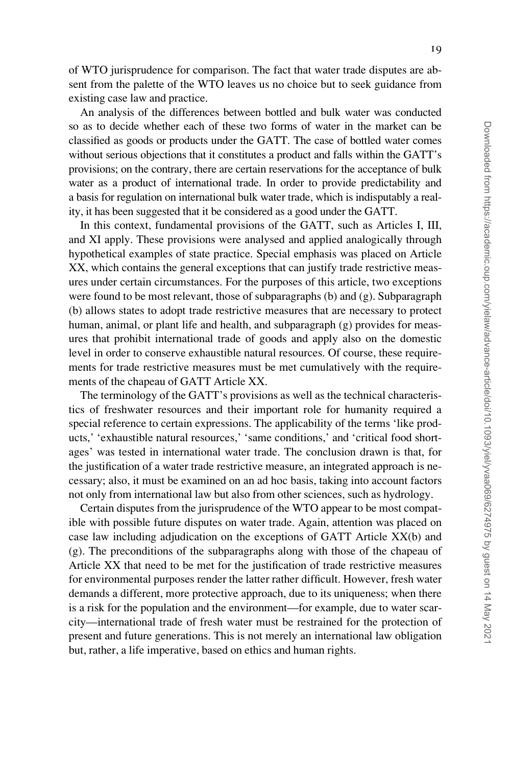of WTO jurisprudence for comparison. The fact that water trade disputes are absent from the palette of the WTO leaves us no choice but to seek guidance from existing case law and practice.

An analysis of the differences between bottled and bulk water was conducted so as to decide whether each of these two forms of water in the market can be classified as goods or products under the GATT. The case of bottled water comes without serious objections that it constitutes a product and falls within the GATT's provisions; on the contrary, there are certain reservations for the acceptance of bulk water as a product of international trade. In order to provide predictability and a basis for regulation on international bulk water trade, which is indisputably a reality, it has been suggested that it be considered as a good under the GATT.

In this context, fundamental provisions of the GATT, such as Articles I, III, and XI apply. These provisions were analysed and applied analogically through hypothetical examples of state practice. Special emphasis was placed on Article XX, which contains the general exceptions that can justify trade restrictive measures under certain circumstances. For the purposes of this article, two exceptions were found to be most relevant, those of subparagraphs (b) and (g). Subparagraph (b) allows states to adopt trade restrictive measures that are necessary to protect human, animal, or plant life and health, and subparagraph (g) provides for measures that prohibit international trade of goods and apply also on the domestic level in order to conserve exhaustible natural resources. Of course, these requirements for trade restrictive measures must be met cumulatively with the requirements of the chapeau of GATT Article XX.

The terminology of the GATT's provisions as well as the technical characteristics of freshwater resources and their important role for humanity required a special reference to certain expressions. The applicability of the terms 'like products,' 'exhaustible natural resources,' 'same conditions,' and 'critical food shortages' was tested in international water trade. The conclusion drawn is that, for the justification of a water trade restrictive measure, an integrated approach is necessary; also, it must be examined on an ad hoc basis, taking into account factors not only from international law but also from other sciences, such as hydrology.

Certain disputes from the jurisprudence of the WTO appear to be most compatible with possible future disputes on water trade. Again, attention was placed on case law including adjudication on the exceptions of GATT Article XX(b) and (g). The preconditions of the subparagraphs along with those of the chapeau of Article XX that need to be met for the justification of trade restrictive measures for environmental purposes render the latter rather difficult. However, fresh water demands a different, more protective approach, due to its uniqueness; when there is a risk for the population and the environment—for example, due to water scarcity—international trade of fresh water must be restrained for the protection of present and future generations. This is not merely an international law obligation but, rather, a life imperative, based on ethics and human rights.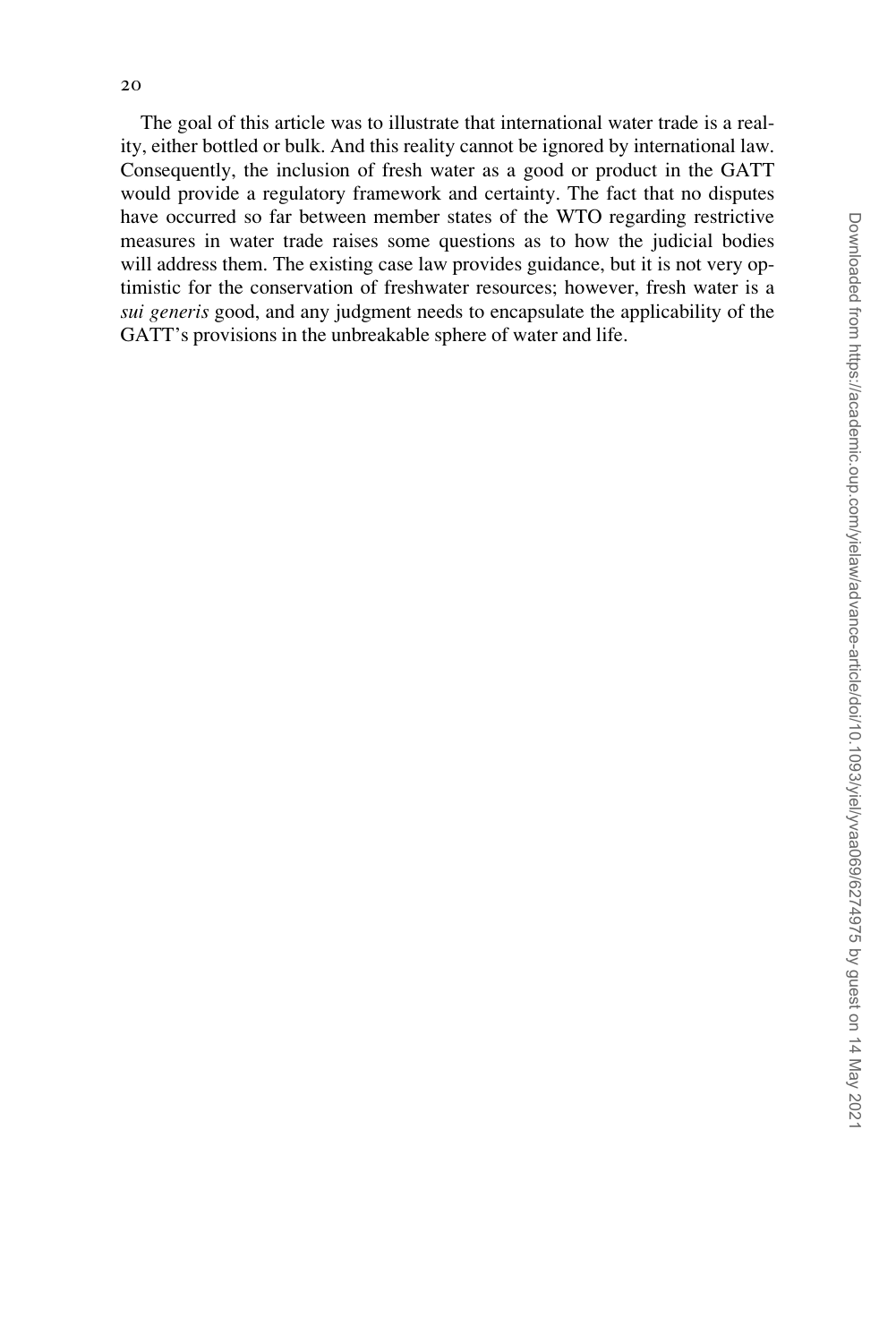The goal of this article was to illustrate that international water trade is a reality, either bottled or bulk. And this reality cannot be ignored by international law. Consequently, the inclusion of fresh water as a good or product in the GATT would provide a regulatory framework and certainty. The fact that no disputes have occurred so far between member states of the WTO regarding restrictive measures in water trade raises some questions as to how the judicial bodies will address them. The existing case law provides guidance, but it is not very optimistic for the conservation of freshwater resources; however, fresh water is a *sui generis* good, and any judgment needs to encapsulate the applicability of the GATT's provisions in the unbreakable sphere of water and life.